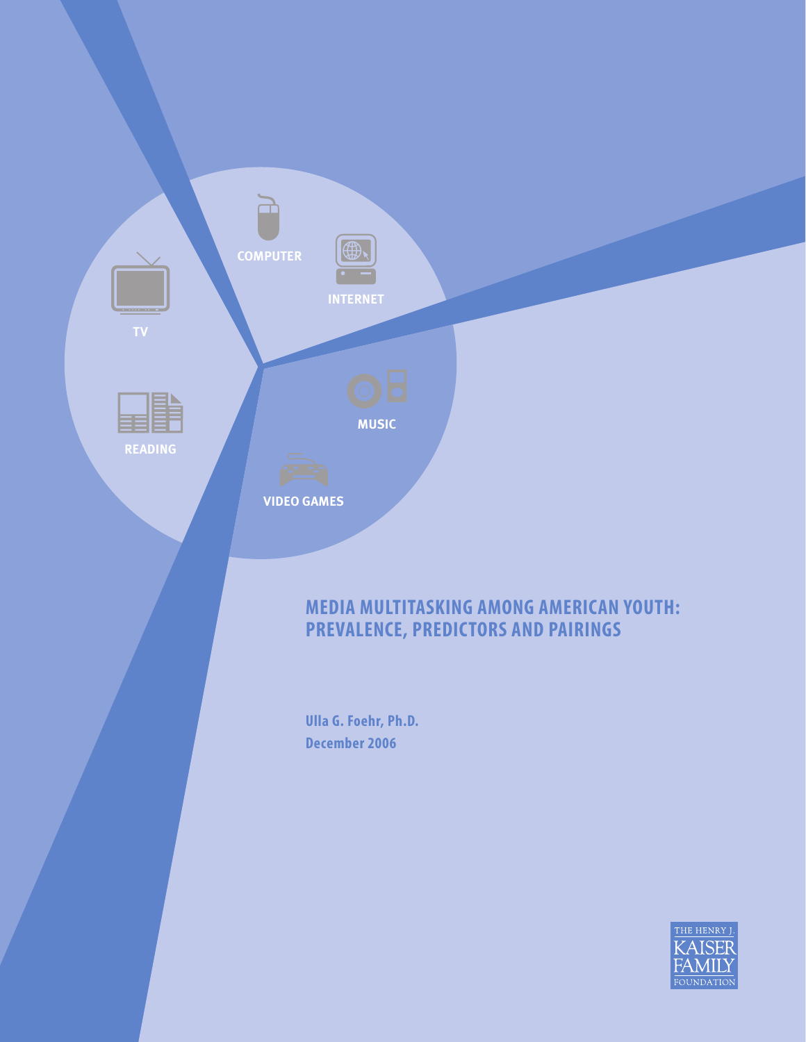# MEDIA MULTITASKING AMONG AMERICAN YOUTH: PREVALENCE, PREDICTORS AND PAIRINGS

**Ulla G. Foehr, Ph.D.**
**December 2006**

THE HENRY J. KAISER FAMILY FOUNDATION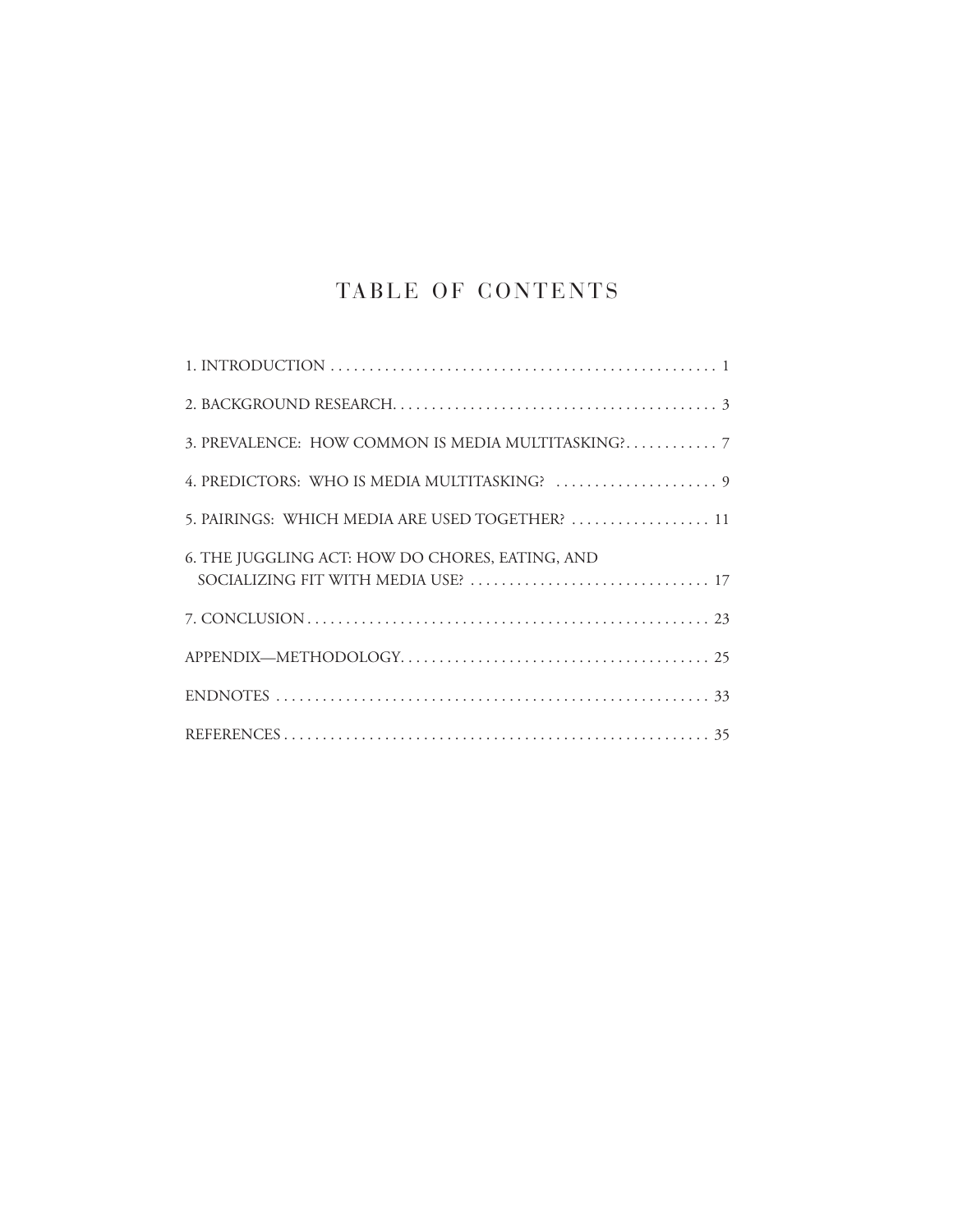# TABLE OF CONTENTS

1. INTRODUCTION . . . . . . . . . . . . . . . . . . . . . . . . . . . . . . . . . . . . . . . . . . . . . . . . . . 1

2. BACKGROUND RESEARCH. . . . . . . . . . . . . . . . . . . . . . . . . . . . . . . . . . . . . . . . . . 3

3. PREVALENCE: HOW COMMON IS MEDIA MULTITASKING?. . . . . . . . . . . . 7

4. PREDICTORS: WHO IS MEDIA MULTITASKING? . . . . . . . . . . . . . . . . . . . . . 9

5. PAIRINGS: WHICH MEDIA ARE USED TOGETHER? . . . . . . . . . . . . . . . . . . 11

6. THE JUGGLING ACT: HOW DO CHORES, EATING, AND SOCIALIZING FIT WITH MEDIA USE? . . . . . . . . . . . . . . . . . . . . . . . . . . . . . . . 17

7. CONCLUSION . . . . . . . . . . . . . . . . . . . . . . . . . . . . . . . . . . . . . . . . . . . . . . . . . . . 23

APPENDIX—METHODOLOGY. . . . . . . . . . . . . . . . . . . . . . . . . . . . . . . . . . . . . . . 25

ENDNOTES . . . . . . . . . . . . . . . . . . . . . . . . . . . . . . . . . . . . . . . . . . . . . . . . . . . . . . 33

REFERENCES . . . . . . . . . . . . . . . . . . . . . . . . . . . . . . . . . . . . . . . . . . . . . . . . . . . . . 35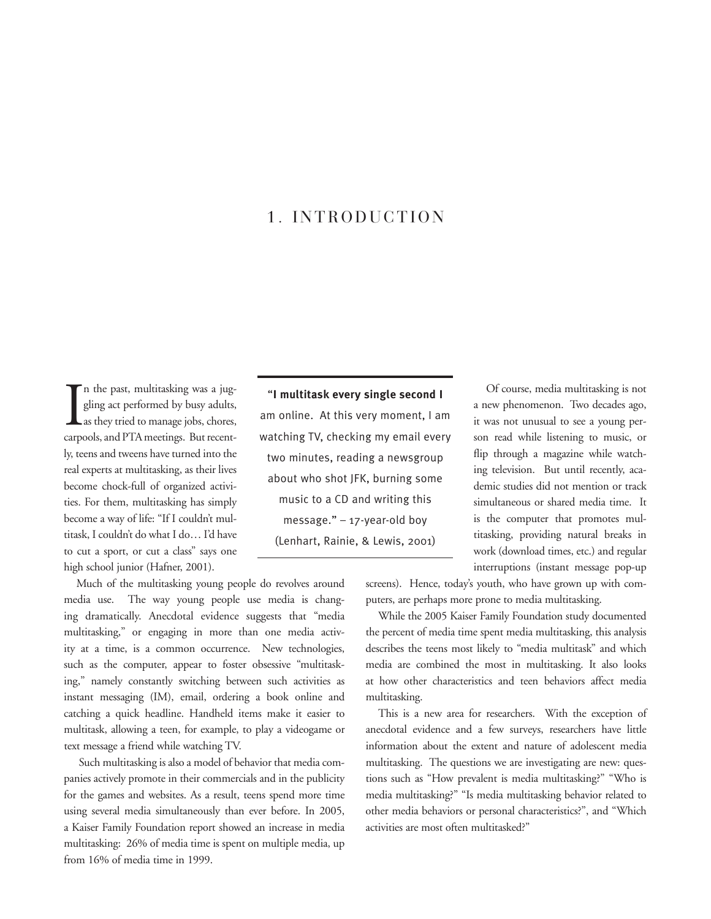# 1. INTRODUCTION

In the past, multitasking was a juggling act performed by busy adults, as they tried to manage jobs, chores, carpools, and PTA meetings. But recently, teens and tweens have turned into the real experts at multitasking, as their lives become chock-full of organized activities. For them, multitasking has simply become a way of life: "If I couldn't multitask, I couldn't do what I do… I'd have to cut a sport, or cut a class" says one high school junior (Hafner, 2001).

> **"I multitask every single second I** am online. At this very moment, I am watching TV, checking my email every two minutes, reading a newsgroup about who shot JFK, burning some music to a CD and writing this message." – 17-year-old boy (Lenhart, Rainie, & Lewis, 2001)

Much of the multitasking young people do revolves around media use. The way young people use media is changing dramatically. Anecdotal evidence suggests that "media multitasking," or engaging in more than one media activity at a time, is a common occurrence. New technologies, such as the computer, appear to foster obsessive "multitasking," namely constantly switching between such activities as instant messaging (IM), email, ordering a book online and catching a quick headline. Handheld items make it easier to multitask, allowing a teen, for example, to play a videogame or text message a friend while watching TV.

Such multitasking is also a model of behavior that media companies actively promote in their commercials and in the publicity for the games and websites. As a result, teens spend more time using several media simultaneously than ever before. In 2005, a Kaiser Family Foundation report showed an increase in media multitasking: 26% of media time is spent on multiple media, up from 16% of media time in 1999.

Of course, media multitasking is not a new phenomenon. Two decades ago, it was not unusual to see a young person read while listening to music, or flip through a magazine while watching television. But until recently, academic studies did not mention or track simultaneous or shared media time. It is the computer that promotes multitasking, providing natural breaks in work (download times, etc.) and regular interruptions (instant message pop-up screens). Hence, today's youth, who have grown up with computers, are perhaps more prone to media multitasking.

While the 2005 Kaiser Family Foundation study documented the percent of media time spent media multitasking, this analysis describes the teens most likely to "media multitask" and which media are combined the most in multitasking. It also looks at how other characteristics and teen behaviors affect media multitasking.

This is a new area for researchers. With the exception of anecdotal evidence and a few surveys, researchers have little information about the extent and nature of adolescent media multitasking. The questions we are investigating are new: questions such as "How prevalent is media multitasking?" "Who is media multitasking?" "Is media multitasking behavior related to other media behaviors or personal characteristics?", and "Which activities are most often multitasked?"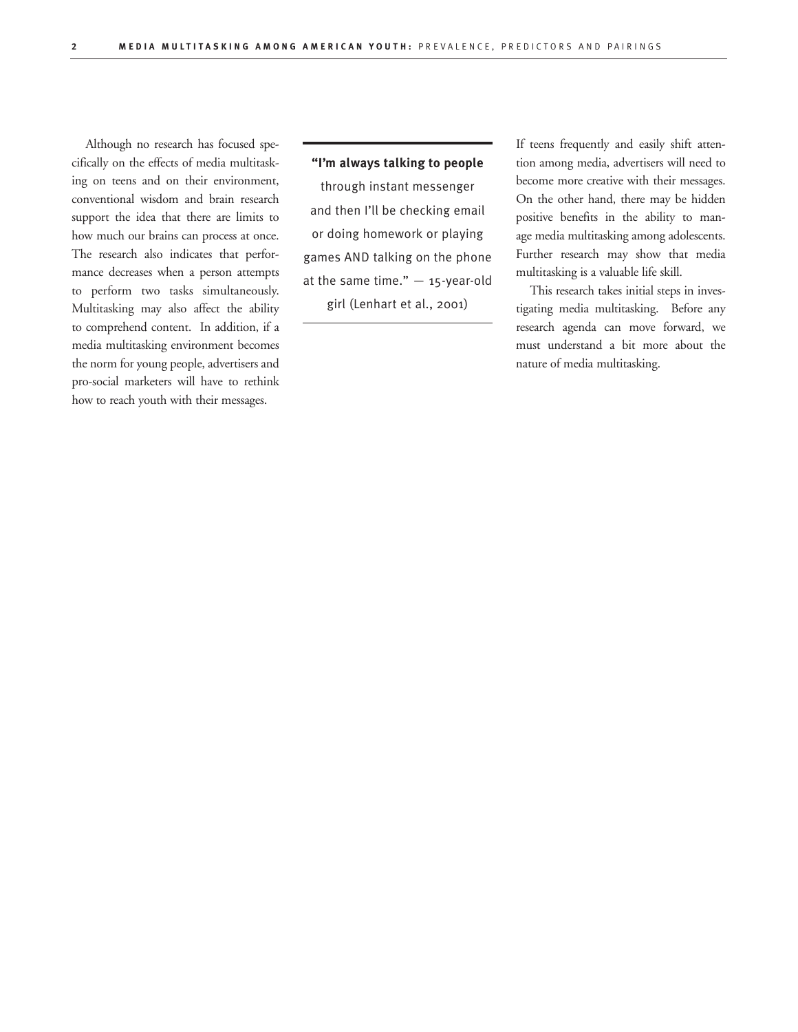Although no research has focused specifically on the effects of media multitasking on teens and on their environment, conventional wisdom and brain research support the idea that there are limits to how much our brains can process at once. The research also indicates that performance decreases when a person attempts to perform two tasks simultaneously. Multitasking may also affect the ability to comprehend content. In addition, if a media multitasking environment becomes the norm for young people, advertisers and pro-social marketers will have to rethink how to reach youth with their messages.

> **"I'm always talking to people** through instant messenger and then I'll be checking email or doing homework or playing games AND talking on the phone at the same time." — 15-year-old girl (Lenhart et al., 2001)

If teens frequently and easily shift attention among media, advertisers will need to become more creative with their messages. On the other hand, there may be hidden positive benefits in the ability to manage media multitasking among adolescents. Further research may show that media multitasking is a valuable life skill.

This research takes initial steps in investigating media multitasking. Before any research agenda can move forward, we must understand a bit more about the nature of media multitasking.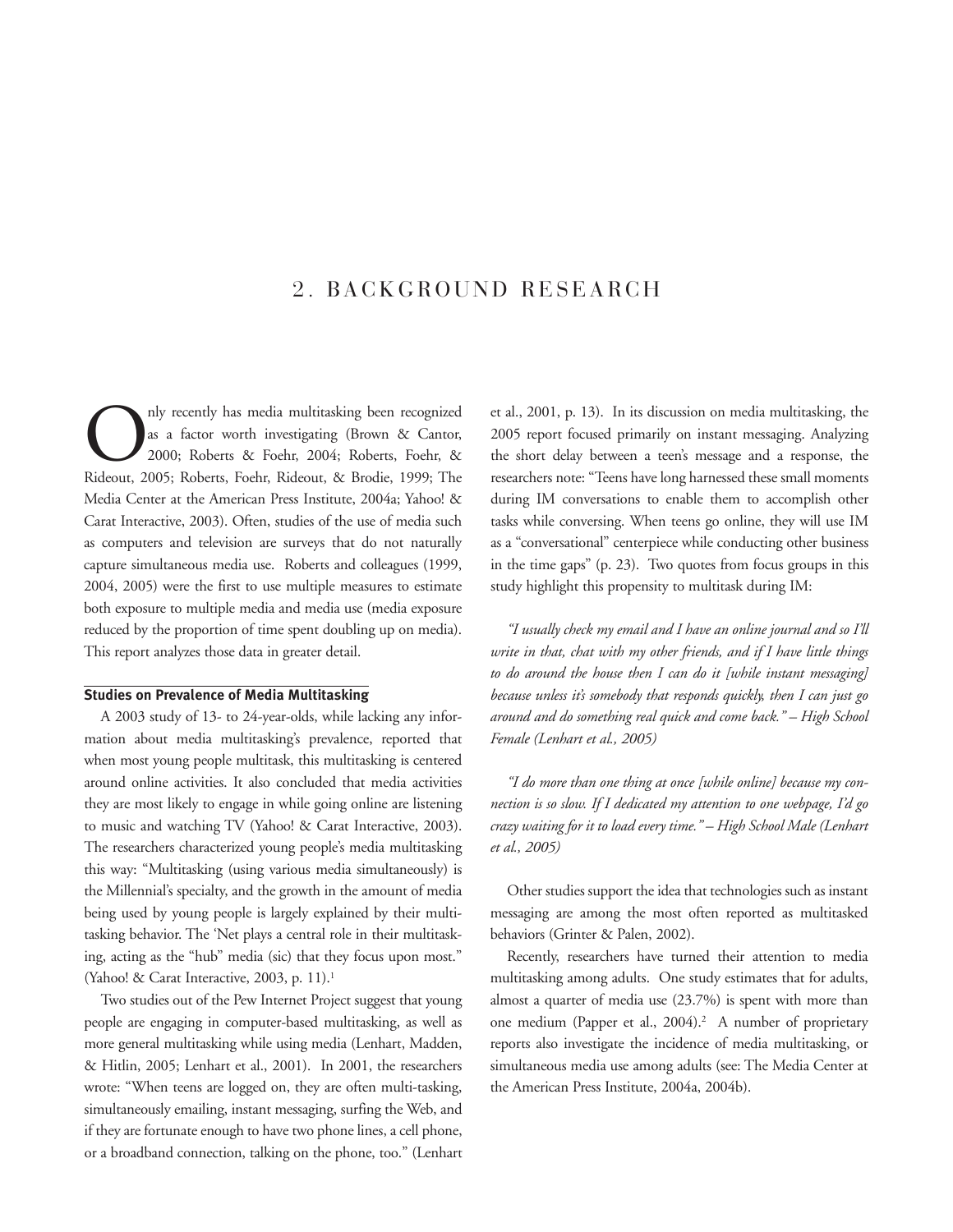# 2. BACKGROUND RESEARCH

Only recently has media multitasking been recognized as a factor worth investigating (Brown & Cantor, 2000; Roberts & Foehr, 2004; Roberts, Foehr, & Rideout, 2005; Roberts, Foehr, Rideout, & Brodie, 1999; The Media Center at the American Press Institute, 2004a; Yahoo! & Carat Interactive, 2003). Often, studies of the use of media such as computers and television are surveys that do not naturally capture simultaneous media use. Roberts and colleagues (1999, 2004, 2005) were the first to use multiple measures to estimate both exposure to multiple media and media use (media exposure reduced by the proportion of time spent doubling up on media). This report analyzes those data in greater detail.

### Studies on Prevalence of Media Multitasking

A 2003 study of 13- to 24-year-olds, while lacking any information about media multitasking's prevalence, reported that when most young people multitask, this multitasking is centered around online activities. It also concluded that media activities they are most likely to engage in while going online are listening to music and watching TV (Yahoo! & Carat Interactive, 2003). The researchers characterized young people's media multitasking this way: "Multitasking (using various media simultaneously) is the Millennial's specialty, and the growth in the amount of media being used by young people is largely explained by their multitasking behavior. The 'Net plays a central role in their multitasking, acting as the "hub" media (sic) that they focus upon most." (Yahoo! & Carat Interactive, 2003, p. 11).[1]

Two studies out of the Pew Internet Project suggest that young people are engaging in computer-based multitasking, as well as more general multitasking while using media (Lenhart, Madden, & Hitlin, 2005; Lenhart et al., 2001). In 2001, the researchers wrote: "When teens are logged on, they are often multi-tasking, simultaneously emailing, instant messaging, surfing the Web, and if they are fortunate enough to have two phone lines, a cell phone, or a broadband connection, talking on the phone, too." (Lenhart et al., 2001, p. 13). In its discussion on media multitasking, the 2005 report focused primarily on instant messaging. Analyzing the short delay between a teen's message and a response, the researchers note: "Teens have long harnessed these small moments during IM conversations to enable them to accomplish other tasks while conversing. When teens go online, they will use IM as a "conversational" centerpiece while conducting other business in the time gaps" (p. 23). Two quotes from focus groups in this study highlight this propensity to multitask during IM:

*"I usually check my email and I have an online journal and so I'll write in that, chat with my other friends, and if I have little things to do around the house then I can do it [while instant messaging] because unless it's somebody that responds quickly, then I can just go around and do something real quick and come back." – High School Female (Lenhart et al., 2005)*

*"I do more than one thing at once [while online] because my connection is so slow. If I dedicated my attention to one webpage, I'd go crazy waiting for it to load every time." – High School Male (Lenhart et al., 2005)*

Other studies support the idea that technologies such as instant messaging are among the most often reported as multitasked behaviors (Grinter & Palen, 2002).

Recently, researchers have turned their attention to media multitasking among adults. One study estimates that for adults, almost a quarter of media use (23.7%) is spent with more than one medium (Papper et al., 2004).[2] A number of proprietary reports also investigate the incidence of media multitasking, or simultaneous media use among adults (see: The Media Center at the American Press Institute, 2004a, 2004b).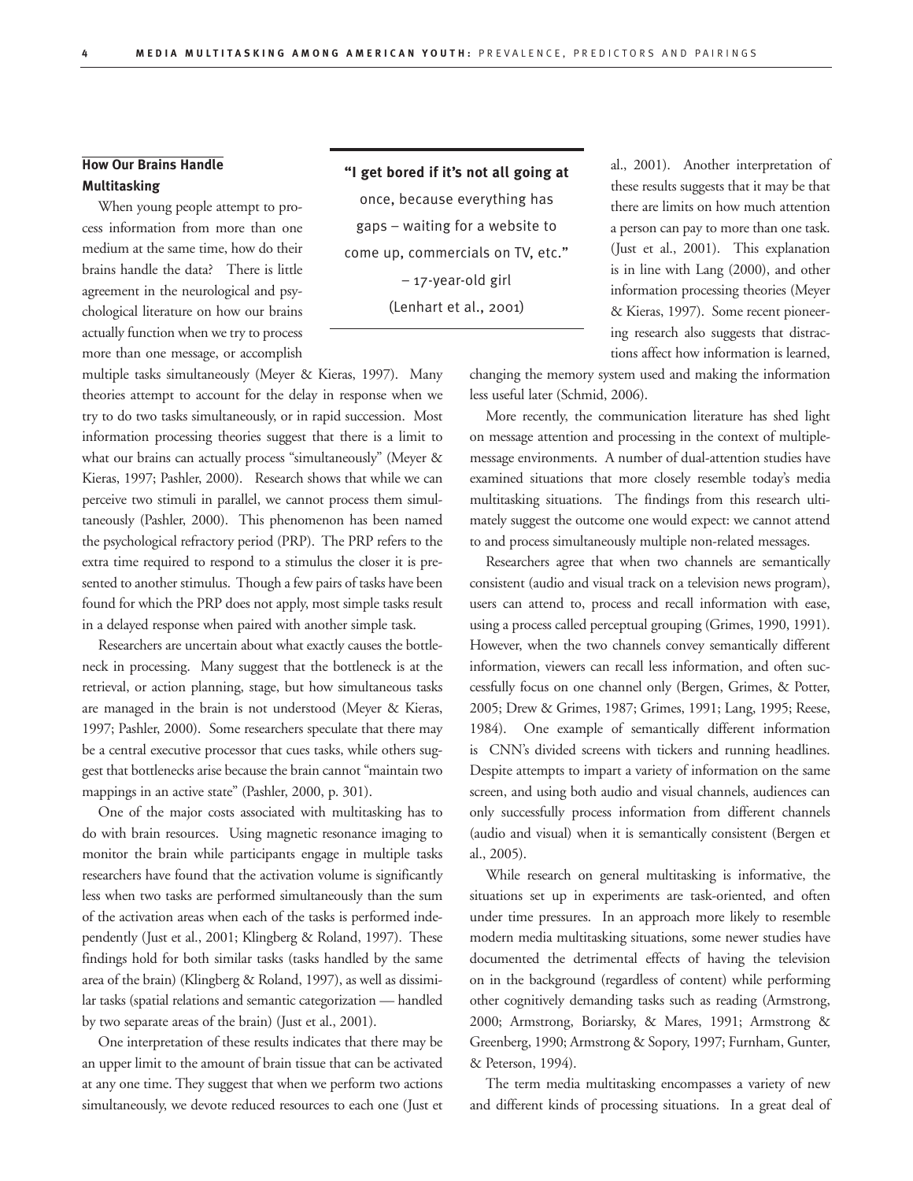## How Our Brains Handle Multitasking

When young people attempt to process information from more than one medium at the same time, how do their brains handle the data? There is little agreement in the neurological and psychological literature on how our brains actually function when we try to process more than one message, or accomplish multiple tasks simultaneously (Meyer & Kieras, 1997). Many theories attempt to account for the delay in response when we try to do two tasks simultaneously, or in rapid succession. Most information processing theories suggest that there is a limit to what our brains can actually process "simultaneously" (Meyer & Kieras, 1997; Pashler, 2000). Research shows that while we can perceive two stimuli in parallel, we cannot process them simultaneously (Pashler, 2000). This phenomenon has been named the psychological refractory period (PRP). The PRP refers to the extra time required to respond to a stimulus the closer it is presented to another stimulus. Though a few pairs of tasks have been found for which the PRP does not apply, most simple tasks result in a delayed response when paired with another simple task.

> **"I get bored if it's not all going at** once, because everything has gaps – waiting for a website to come up, commercials on TV, etc."
> – 17-year-old girl
> (Lenhart et al., 2001)

Researchers are uncertain about what exactly causes the bottleneck in processing. Many suggest that the bottleneck is at the retrieval, or action planning, stage, but how simultaneous tasks are managed in the brain is not understood (Meyer & Kieras, 1997; Pashler, 2000). Some researchers speculate that there may be a central executive processor that cues tasks, while others suggest that bottlenecks arise because the brain cannot "maintain two mappings in an active state" (Pashler, 2000, p. 301).

One of the major costs associated with multitasking has to do with brain resources. Using magnetic resonance imaging to monitor the brain while participants engage in multiple tasks researchers have found that the activation volume is significantly less when two tasks are performed simultaneously than the sum of the activation areas when each of the tasks is performed independently (Just et al., 2001; Klingberg & Roland, 1997). These findings hold for both similar tasks (tasks handled by the same area of the brain) (Klingberg & Roland, 1997), as well as dissimilar tasks (spatial relations and semantic categorization — handled by two separate areas of the brain) (Just et al., 2001).

One interpretation of these results indicates that there may be an upper limit to the amount of brain tissue that can be activated at any one time. They suggest that when we perform two actions simultaneously, we devote reduced resources to each one (Just et al., 2001). Another interpretation of these results suggests that it may be that there are limits on how much attention a person can pay to more than one task. (Just et al., 2001). This explanation is in line with Lang (2000), and other information processing theories (Meyer & Kieras, 1997). Some recent pioneering research also suggests that distractions affect how information is learned, changing the memory system used and making the information less useful later (Schmid, 2006).

More recently, the communication literature has shed light on message attention and processing in the context of multiple-message environments. A number of dual-attention studies have examined situations that more closely resemble today's media multitasking situations. The findings from this research ultimately suggest the outcome one would expect: we cannot attend to and process simultaneously multiple non-related messages.

Researchers agree that when two channels are semantically consistent (audio and visual track on a television news program), users can attend to, process and recall information with ease, using a process called perceptual grouping (Grimes, 1990, 1991). However, when the two channels convey semantically different information, viewers can recall less information, and often successfully focus on one channel only (Bergen, Grimes, & Potter, 2005; Drew & Grimes, 1987; Grimes, 1991; Lang, 1995; Reese, 1984). One example of semantically different information is CNN's divided screens with tickers and running headlines. Despite attempts to impart a variety of information on the same screen, and using both audio and visual channels, audiences can only successfully process information from different channels (audio and visual) when it is semantically consistent (Bergen et al., 2005).

While research on general multitasking is informative, the situations set up in experiments are task-oriented, and often under time pressures. In an approach more likely to resemble modern media multitasking situations, some newer studies have documented the detrimental effects of having the television on in the background (regardless of content) while performing other cognitively demanding tasks such as reading (Armstrong, 2000; Armstrong, Boriarsky, & Mares, 1991; Armstrong & Greenberg, 1990; Armstrong & Sopory, 1997; Furnham, Gunter, & Peterson, 1994).

The term media multitasking encompasses a variety of new and different kinds of processing situations. In a great deal of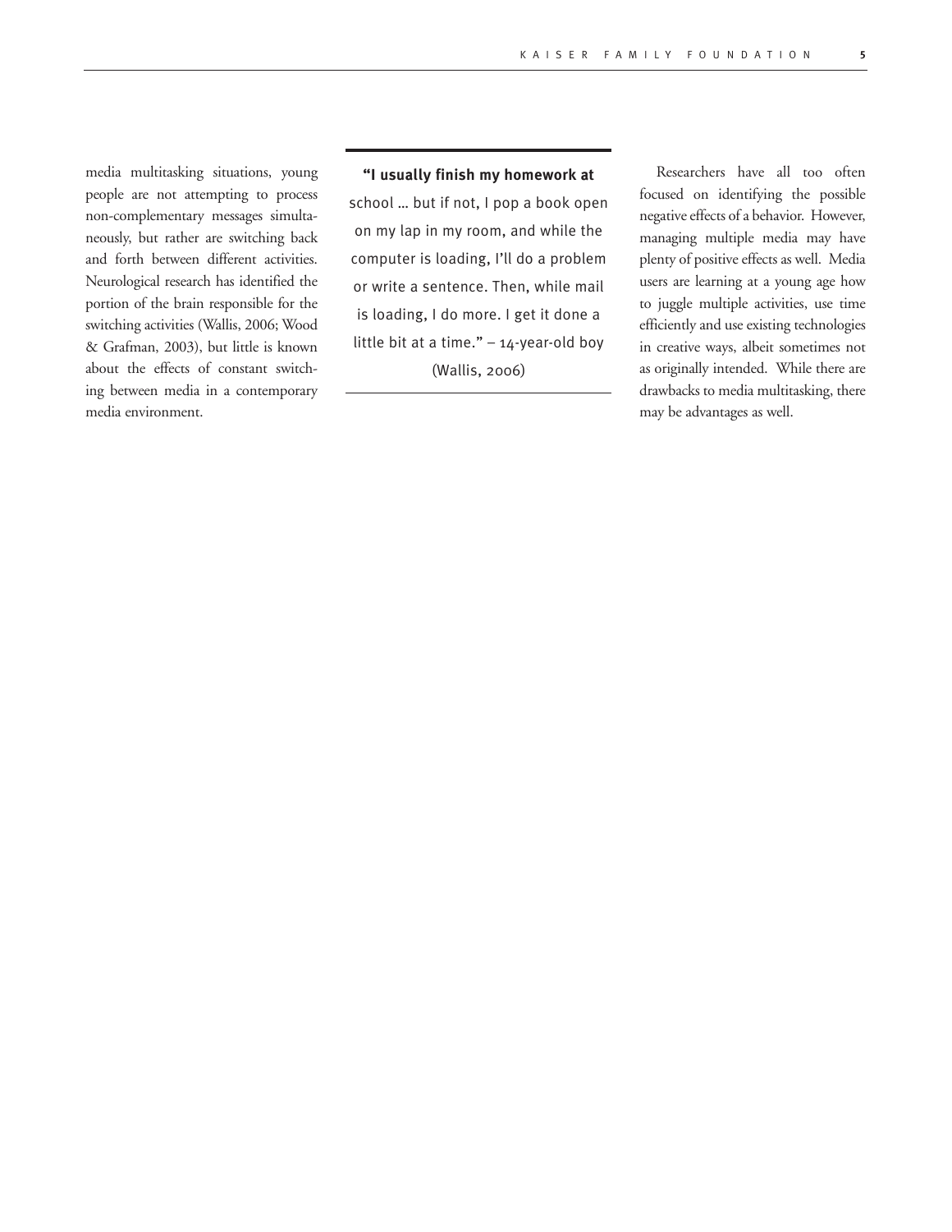media multitasking situations, young people are not attempting to process non-complementary messages simultaneously, but rather are switching back and forth between different activities. Neurological research has identified the portion of the brain responsible for the switching activities (Wallis, 2006; Wood & Grafman, 2003), but little is known about the effects of constant switching between media in a contemporary media environment.

> **"I usually finish my homework at** school … but if not, I pop a book open on my lap in my room, and while the computer is loading, I'll do a problem or write a sentence. Then, while mail is loading, I do more. I get it done a little bit at a time." – 14-year-old boy (Wallis, 2006)

Researchers have all too often focused on identifying the possible negative effects of a behavior. However, managing multiple media may have plenty of positive effects as well. Media users are learning at a young age how to juggle multiple activities, use time efficiently and use existing technologies in creative ways, albeit sometimes not as originally intended. While there are drawbacks to media multitasking, there may be advantages as well.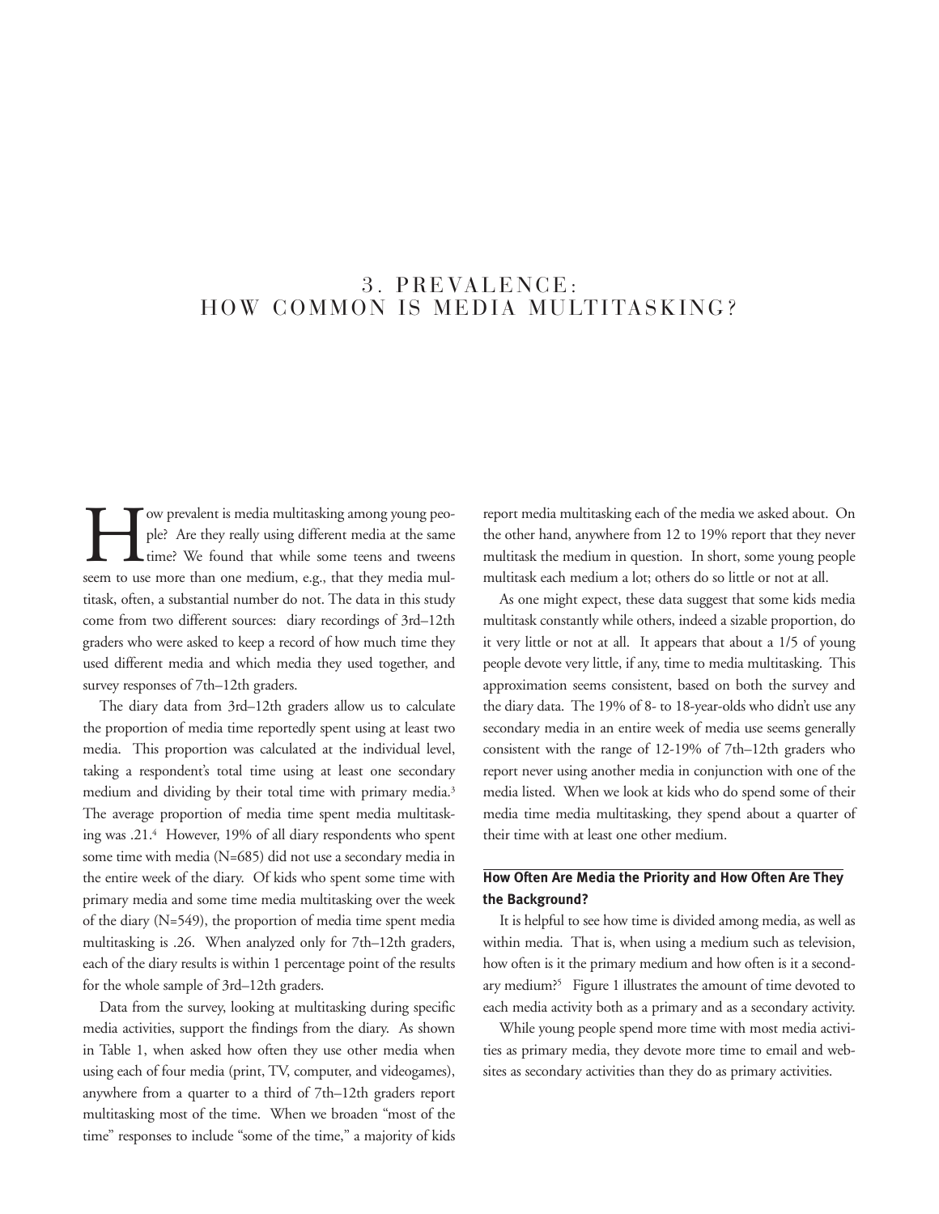# 3. PREVALENCE: HOW COMMON IS MEDIA MULTITASKING?

How prevalent is media multitasking among young people? Are they really using different media at the same time? We found that while some teens and tweens seem to use more than one medium, e.g., that they media multitask, often, a substantial number do not. The data in this study come from two different sources: diary recordings of 3rd–12th graders who were asked to keep a record of how much time they used different media and which media they used together, and survey responses of 7th–12th graders.

The diary data from 3rd–12th graders allow us to calculate the proportion of media time reportedly spent using at least two media. This proportion was calculated at the individual level, taking a respondent's total time using at least one secondary medium and dividing by their total time with primary media.[3] The average proportion of media time spent media multitasking was .21.[4] However, 19% of all diary respondents who spent some time with media (N=685) did not use a secondary media in the entire week of the diary. Of kids who spent some time with primary media and some time media multitasking over the week of the diary (N=549), the proportion of media time spent media multitasking is .26. When analyzed only for 7th–12th graders, each of the diary results is within 1 percentage point of the results for the whole sample of 3rd–12th graders.

Data from the survey, looking at multitasking during specific media activities, support the findings from the diary. As shown in Table 1, when asked how often they use other media when using each of four media (print, TV, computer, and videogames), anywhere from a quarter to a third of 7th–12th graders report multitasking most of the time. When we broaden "most of the time" responses to include "some of the time," a majority of kids report media multitasking each of the media we asked about. On the other hand, anywhere from 12 to 19% report that they never multitask the medium in question. In short, some young people multitask each medium a lot; others do so little or not at all.

As one might expect, these data suggest that some kids media multitask constantly while others, indeed a sizable proportion, do it very little or not at all. It appears that about a 1/5 of young people devote very little, if any, time to media multitasking. This approximation seems consistent, based on both the survey and the diary data. The 19% of 8- to 18-year-olds who didn't use any secondary media in an entire week of media use seems generally consistent with the range of 12-19% of 7th–12th graders who report never using another media in conjunction with one of the media listed. When we look at kids who do spend some of their media time media multitasking, they spend about a quarter of their time with at least one other medium.

### How Often Are Media the Priority and How Often Are They the Background?

It is helpful to see how time is divided among media, as well as within media. That is, when using a medium such as television, how often is it the primary medium and how often is it a secondary medium?[5] Figure 1 illustrates the amount of time devoted to each media activity both as a primary and as a secondary activity.

While young people spend more time with most media activities as primary media, they devote more time to email and websites as secondary activities than they do as primary activities.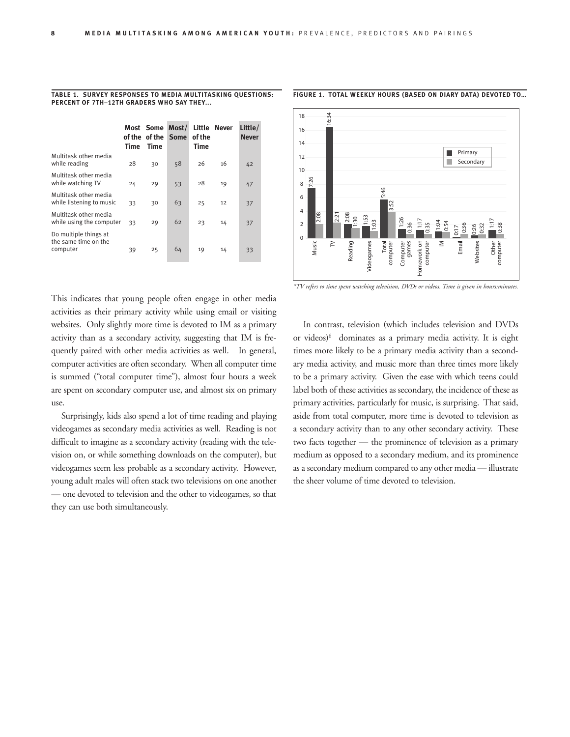**TABLE 1. SURVEY RESPONSES TO MEDIA MULTITASKING QUESTIONS: PERCENT OF 7TH–12TH GRADERS WHO SAY THEY...**

| | Most of the Time | Some of the Time | Most/ Some | Little of the Time | Never | Little/ Never |
|---|---|---|---|---|---|---|
| Multitask other media while reading | 28 | 30 | 58 | 26 | 16 | 42 |
| Multitask other media while watching TV | 24 | 29 | 53 | 28 | 19 | 47 |
| Multitask other media while listening to music | 33 | 30 | 63 | 25 | 12 | 37 |
| Multitask other media while using the computer | 33 | 29 | 62 | 23 | 14 | 37 |
| Do multiple things at the same time on the computer | 39 | 25 | 64 | 19 | 14 | 33 |

**FIGURE 1. TOTAL WEEKLY HOURS (BASED ON DIARY DATA) DEVOTED TO...**

| | Primary | Secondary |
|---|---|---|
| Music | 7:26 | 2:08 |
| TV | 16:34 | 2:21 |
| Reading | 2:08 | 1:30 |
| Videogames | 1:53 | 1:03 |
| Total computer | 5:46 | 3:52 |
| Computer games | 1:26 | 0:36 |
| Homework on computer | 1:17 | 0:35 |
| IM | 1:04 | 0:54 |
| Email | 0:17 | 0:36 |
| Websites | 0:26 | 0:32 |
| Other computer | 1:17 | 0:38 |

*\*TV refers to time spent watching television, DVDs or videos. Time is given in hours:minutes.*

This indicates that young people often engage in other media activities as their primary activity while using email or visiting websites. Only slightly more time is devoted to IM as a primary activity than as a secondary activity, suggesting that IM is frequently paired with other media activities as well. In general, computer activities are often secondary. When all computer time is summed ("total computer time"), almost four hours a week are spent on secondary computer use, and almost six on primary use.

Surprisingly, kids also spend a lot of time reading and playing videogames as secondary media activities as well. Reading is not difficult to imagine as a secondary activity (reading with the television on, or while something downloads on the computer), but videogames seem less probable as a secondary activity. However, young adult males will often stack two televisions on one another — one devoted to television and the other to videogames, so that they can use both simultaneously.

In contrast, television (which includes television and DVDs or videos)[6] dominates as a primary media activity. It is eight times more likely to be a primary media activity than a secondary media activity, and music more than three times more likely to be a primary activity. Given the ease with which teens could label both of these activities as secondary, the incidence of these as primary activities, particularly for music, is surprising. That said, aside from total computer, more time is devoted to television as a secondary activity than to any other secondary activity. These two facts together — the prominence of television as a primary medium as opposed to a secondary medium, and its prominence as a secondary medium compared to any other media — illustrate the sheer volume of time devoted to television.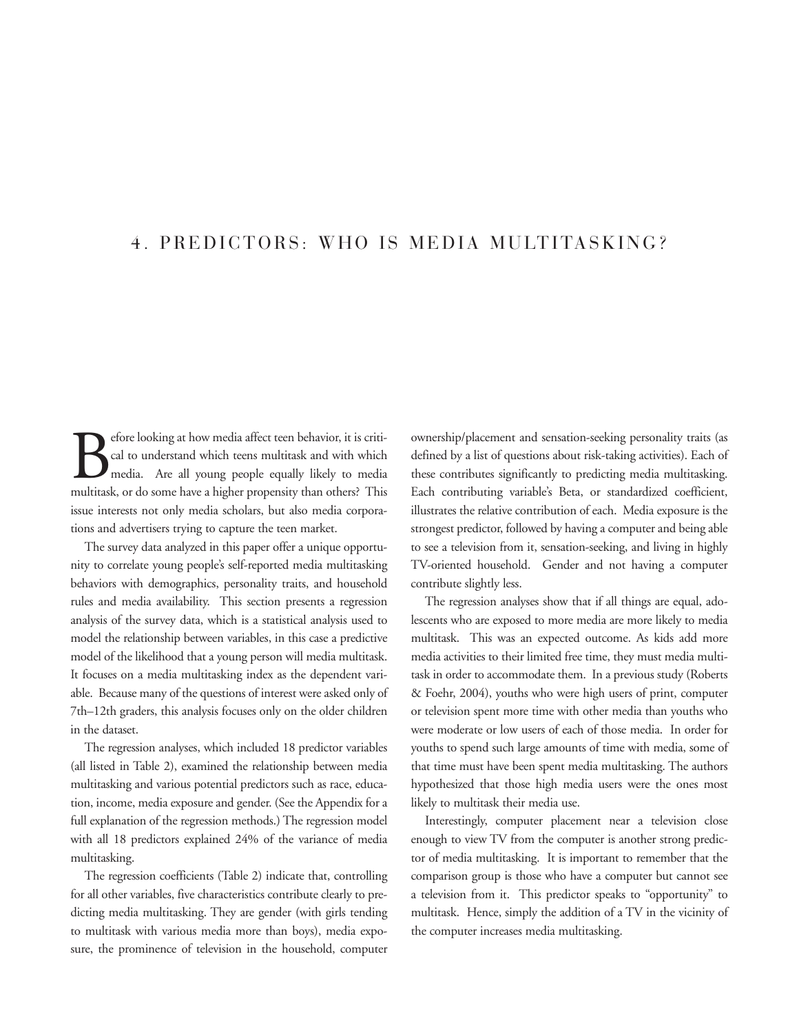# 4. PREDICTORS: WHO IS MEDIA MULTITASKING?

Before looking at how media affect teen behavior, it is critical to understand which teens multitask and with which media. Are all young people equally likely to media multitask, or do some have a higher propensity than others? This issue interests not only media scholars, but also media corporations and advertisers trying to capture the teen market.

The survey data analyzed in this paper offer a unique opportunity to correlate young people's self-reported media multitasking behaviors with demographics, personality traits, and household rules and media availability. This section presents a regression analysis of the survey data, which is a statistical analysis used to model the relationship between variables, in this case a predictive model of the likelihood that a young person will media multitask. It focuses on a media multitasking index as the dependent variable. Because many of the questions of interest were asked only of 7th–12th graders, this analysis focuses only on the older children in the dataset.

The regression analyses, which included 18 predictor variables (all listed in Table 2), examined the relationship between media multitasking and various potential predictors such as race, education, income, media exposure and gender. (See the Appendix for a full explanation of the regression methods.) The regression model with all 18 predictors explained 24% of the variance of media multitasking.

The regression coefficients (Table 2) indicate that, controlling for all other variables, five characteristics contribute clearly to predicting media multitasking. They are gender (with girls tending to multitask with various media more than boys), media exposure, the prominence of television in the household, computer ownership/placement and sensation-seeking personality traits (as defined by a list of questions about risk-taking activities). Each of these contributes significantly to predicting media multitasking. Each contributing variable's Beta, or standardized coefficient, illustrates the relative contribution of each. Media exposure is the strongest predictor, followed by having a computer and being able to see a television from it, sensation-seeking, and living in highly TV-oriented household. Gender and not having a computer contribute slightly less.

The regression analyses show that if all things are equal, adolescents who are exposed to more media are more likely to media multitask. This was an expected outcome. As kids add more media activities to their limited free time, they must media multitask in order to accommodate them. In a previous study (Roberts & Foehr, 2004), youths who were high users of print, computer or television spent more time with other media than youths who were moderate or low users of each of those media. In order for youths to spend such large amounts of time with media, some of that time must have been spent media multitasking. The authors hypothesized that those high media users were the ones most likely to multitask their media use.

Interestingly, computer placement near a television close enough to view TV from the computer is another strong predictor of media multitasking. It is important to remember that the comparison group is those who have a computer but cannot see a television from it. This predictor speaks to "opportunity" to multitask. Hence, simply the addition of a TV in the vicinity of the computer increases media multitasking.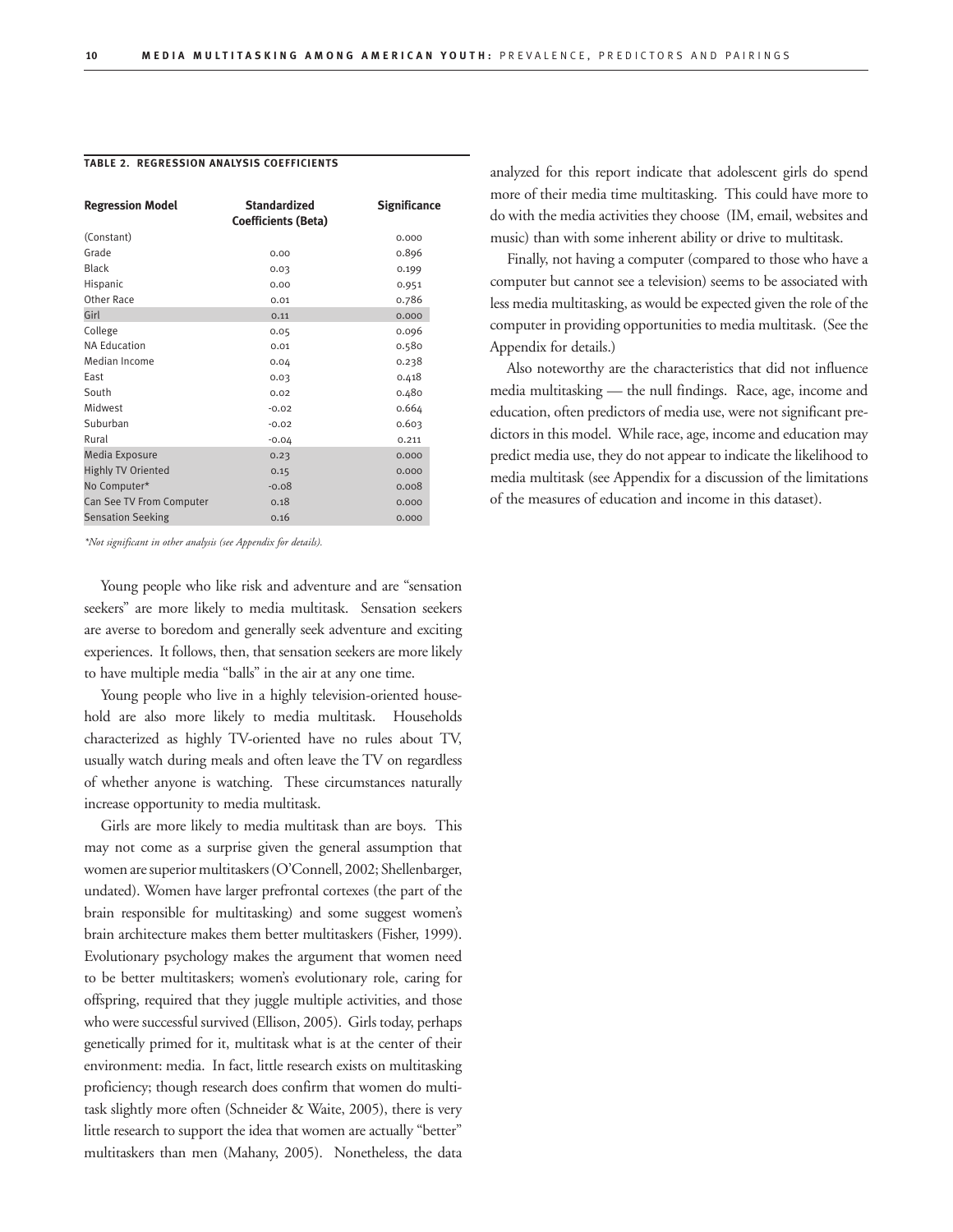**TABLE 2. REGRESSION ANALYSIS COEFFICIENTS**

| Regression Model | Standardized Coefficients (Beta) | Significance |
|---|---|---|
| (Constant) | | 0.000 |
| Grade | 0.00 | 0.896 |
| Black | 0.03 | 0.199 |
| Hispanic | 0.00 | 0.951 |
| Other Race | 0.01 | 0.786 |
| Girl | 0.11 | 0.000 |
| College | 0.05 | 0.096 |
| NA Education | 0.01 | 0.580 |
| Median Income | 0.04 | 0.238 |
| East | 0.03 | 0.418 |
| South | 0.02 | 0.480 |
| Midwest | -0.02 | 0.664 |
| Suburban | -0.02 | 0.603 |
| Rural | -0.04 | 0.211 |
| Media Exposure | 0.23 | 0.000 |
| Highly TV Oriented | 0.15 | 0.000 |
| No Computer* | -0.08 | 0.008 |
| Can See TV From Computer | 0.18 | 0.000 |
| Sensation Seeking | 0.16 | 0.000 |

*Not significant in other analysis (see Appendix for details).*

Young people who like risk and adventure and are "sensation seekers" are more likely to media multitask. Sensation seekers are averse to boredom and generally seek adventure and exciting experiences. It follows, then, that sensation seekers are more likely to have multiple media "balls" in the air at any one time.

Young people who live in a highly television-oriented household are also more likely to media multitask. Households characterized as highly TV-oriented have no rules about TV, usually watch during meals and often leave the TV on regardless of whether anyone is watching. These circumstances naturally increase opportunity to media multitask.

Girls are more likely to media multitask than are boys. This may not come as a surprise given the general assumption that women are superior multitaskers (O'Connell, 2002; Shellenbarger, undated). Women have larger prefrontal cortexes (the part of the brain responsible for multitasking) and some suggest women's brain architecture makes them better multitaskers (Fisher, 1999). Evolutionary psychology makes the argument that women need to be better multitaskers; women's evolutionary role, caring for offspring, required that they juggle multiple activities, and those who were successful survived (Ellison, 2005). Girls today, perhaps genetically primed for it, multitask what is at the center of their environment: media. In fact, little research exists on multitasking proficiency; though research does confirm that women do multitask slightly more often (Schneider & Waite, 2005), there is very little research to support the idea that women are actually "better" multitaskers than men (Mahany, 2005). Nonetheless, the data analyzed for this report indicate that adolescent girls do spend more of their media time multitasking. This could have more to do with the media activities they choose (IM, email, websites and music) than with some inherent ability or drive to multitask.

Finally, not having a computer (compared to those who have a computer but cannot see a television) seems to be associated with less media multitasking, as would be expected given the role of the computer in providing opportunities to media multitask. (See the Appendix for details.)

Also noteworthy are the characteristics that did not influence media multitasking — the null findings. Race, age, income and education, often predictors of media use, were not significant predictors in this model. While race, age, income and education may predict media use, they do not appear to indicate the likelihood to media multitask (see Appendix for a discussion of the limitations of the measures of education and income in this dataset).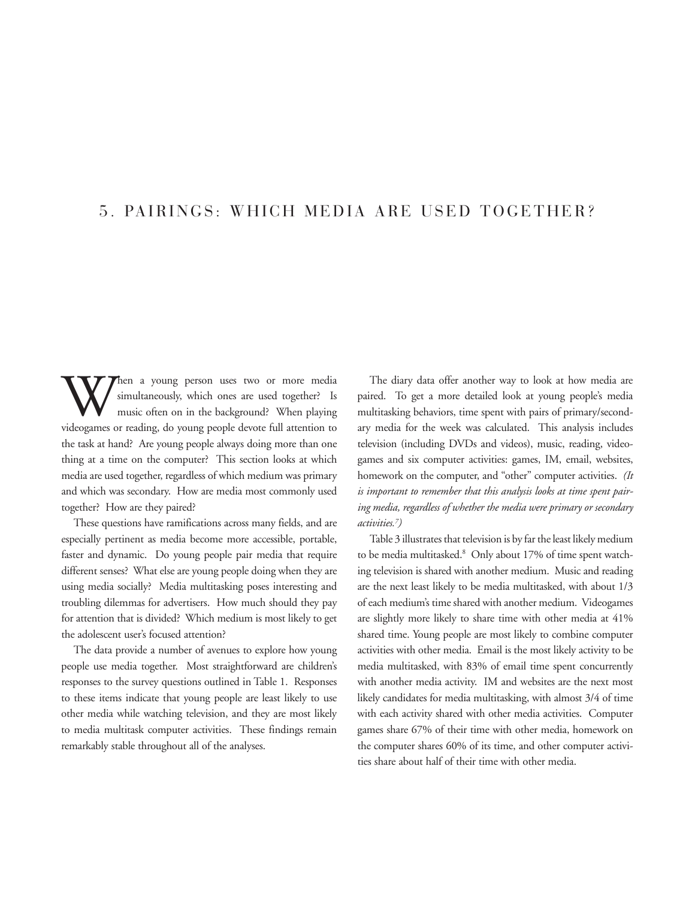# 5. PAIRINGS: WHICH MEDIA ARE USED TOGETHER?

When a young person uses two or more media simultaneously, which ones are used together? Is music often on in the background? When playing videogames or reading, do young people devote full attention to the task at hand? Are young people always doing more than one thing at a time on the computer? This section looks at which media are used together, regardless of which medium was primary and which was secondary. How are media most commonly used together? How are they paired?

These questions have ramifications across many fields, and are especially pertinent as media become more accessible, portable, faster and dynamic. Do young people pair media that require different senses? What else are young people doing when they are using media socially? Media multitasking poses interesting and troubling dilemmas for advertisers. How much should they pay for attention that is divided? Which medium is most likely to get the adolescent user's focused attention?

The data provide a number of avenues to explore how young people use media together. Most straightforward are children's responses to the survey questions outlined in Table 1. Responses to these items indicate that young people are least likely to use other media while watching television, and they are most likely to media multitask computer activities. These findings remain remarkably stable throughout all of the analyses.

The diary data offer another way to look at how media are paired. To get a more detailed look at young people's media multitasking behaviors, time spent with pairs of primary/secondary media for the week was calculated. This analysis includes television (including DVDs and videos), music, reading, videogames and six computer activities: games, IM, email, websites, homework on the computer, and "other" computer activities. *(It is important to remember that this analysis looks at time spent pairing media, regardless of whether the media were primary or secondary activities.[7])*

Table 3 illustrates that television is by far the least likely medium to be media multitasked.[8] Only about 17% of time spent watching television is shared with another medium. Music and reading are the next least likely to be media multitasked, with about 1/3 of each medium's time shared with another medium. Videogames are slightly more likely to share time with other media at 41% shared time. Young people are most likely to combine computer activities with other media. Email is the most likely activity to be media multitasked, with 83% of email time spent concurrently with another media activity. IM and websites are the next most likely candidates for media multitasking, with almost 3/4 of time with each activity shared with other media activities. Computer games share 67% of their time with other media, homework on the computer shares 60% of its time, and other computer activities share about half of their time with other media.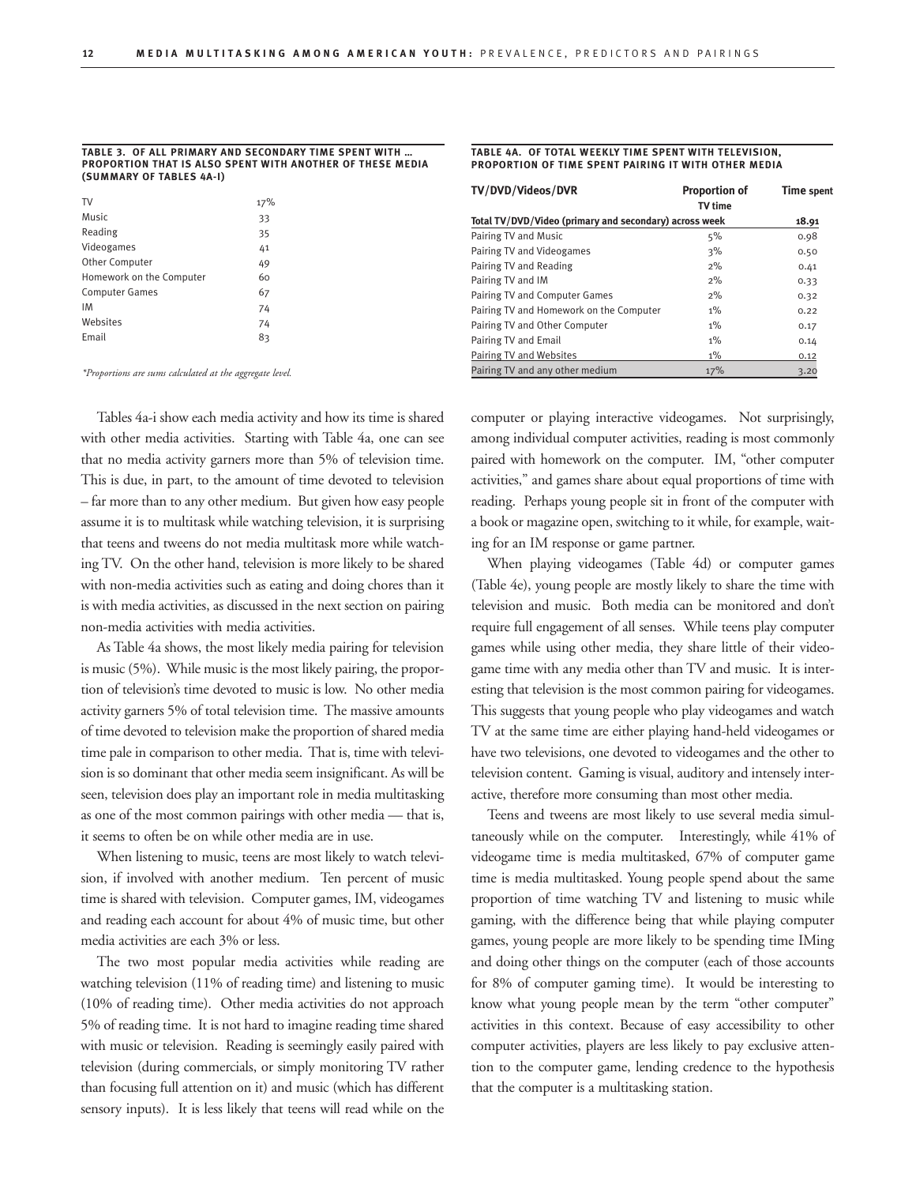**TABLE 3. OF ALL PRIMARY AND SECONDARY TIME SPENT WITH … PROPORTION THAT IS ALSO SPENT WITH ANOTHER OF THESE MEDIA (SUMMARY OF TABLES 4A-I)**

| | |
|---|---|
| TV | 17% |
| Music | 33 |
| Reading | 35 |
| Videogames | 41 |
| Other Computer | 49 |
| Homework on the Computer | 60 |
| Computer Games | 67 |
| IM | 74 |
| Websites | 74 |
| Email | 83 |

*\*Proportions are sums calculated at the aggregate level.*

**TABLE 4A. OF TOTAL WEEKLY TIME SPENT WITH TELEVISION, PROPORTION OF TIME SPENT PAIRING IT WITH OTHER MEDIA**

| TV/DVD/Videos/DVR | Proportion of TV time | Time spent |
|---|---|---|
| **Total TV/DVD/Video (primary and secondary) across week** | | **18.91** |
| Pairing TV and Music | 5% | 0.98 |
| Pairing TV and Videogames | 3% | 0.50 |
| Pairing TV and Reading | 2% | 0.41 |
| Pairing TV and IM | 2% | 0.33 |
| Pairing TV and Computer Games | 2% | 0.32 |
| Pairing TV and Homework on the Computer | 1% | 0.22 |
| Pairing TV and Other Computer | 1% | 0.17 |
| Pairing TV and Email | 1% | 0.14 |
| Pairing TV and Websites | 1% | 0.12 |
| Pairing TV and any other medium | 17% | 3.20 |

Tables 4a-i show each media activity and how its time is shared with other media activities. Starting with Table 4a, one can see that no media activity garners more than 5% of television time. This is due, in part, to the amount of time devoted to television – far more than to any other medium. But given how easy people assume it is to multitask while watching television, it is surprising that teens and tweens do not media multitask more while watching TV. On the other hand, television is more likely to be shared with non-media activities such as eating and doing chores than it is with media activities, as discussed in the next section on pairing non-media activities with media activities.

As Table 4a shows, the most likely media pairing for television is music (5%). While music is the most likely pairing, the proportion of television's time devoted to music is low. No other media activity garners 5% of total television time. The massive amounts of time devoted to television make the proportion of shared media time pale in comparison to other media. That is, time with television is so dominant that other media seem insignificant. As will be seen, television does play an important role in media multitasking as one of the most common pairings with other media — that is, it seems to often be on while other media are in use.

When listening to music, teens are most likely to watch television, if involved with another medium. Ten percent of music time is shared with television. Computer games, IM, videogames and reading each account for about 4% of music time, but other media activities are each 3% or less.

The two most popular media activities while reading are watching television (11% of reading time) and listening to music (10% of reading time). Other media activities do not approach 5% of reading time. It is not hard to imagine reading time shared with music or television. Reading is seemingly easily paired with television (during commercials, or simply monitoring TV rather than focusing full attention on it) and music (which has different sensory inputs). It is less likely that teens will read while on the computer or playing interactive videogames. Not surprisingly, among individual computer activities, reading is most commonly paired with homework on the computer. IM, "other computer activities," and games share about equal proportions of time with reading. Perhaps young people sit in front of the computer with a book or magazine open, switching to it while, for example, waiting for an IM response or game partner.

When playing videogames (Table 4d) or computer games (Table 4e), young people are mostly likely to share the time with television and music. Both media can be monitored and don't require full engagement of all senses. While teens play computer games while using other media, they share little of their videogame time with any media other than TV and music. It is interesting that television is the most common pairing for videogames. This suggests that young people who play videogames and watch TV at the same time are either playing hand-held videogames or have two televisions, one devoted to videogames and the other to television content. Gaming is visual, auditory and intensely interactive, therefore more consuming than most other media.

Teens and tweens are most likely to use several media simultaneously while on the computer. Interestingly, while 41% of videogame time is media multitasked, 67% of computer game time is media multitasked. Young people spend about the same proportion of time watching TV and listening to music while gaming, with the difference being that while playing computer games, young people are more likely to be spending time IMing and doing other things on the computer (each of those accounts for 8% of computer gaming time). It would be interesting to know what young people mean by the term "other computer" activities in this context. Because of easy accessibility to other computer activities, players are less likely to pay exclusive attention to the computer game, lending credence to the hypothesis that the computer is a multitasking station.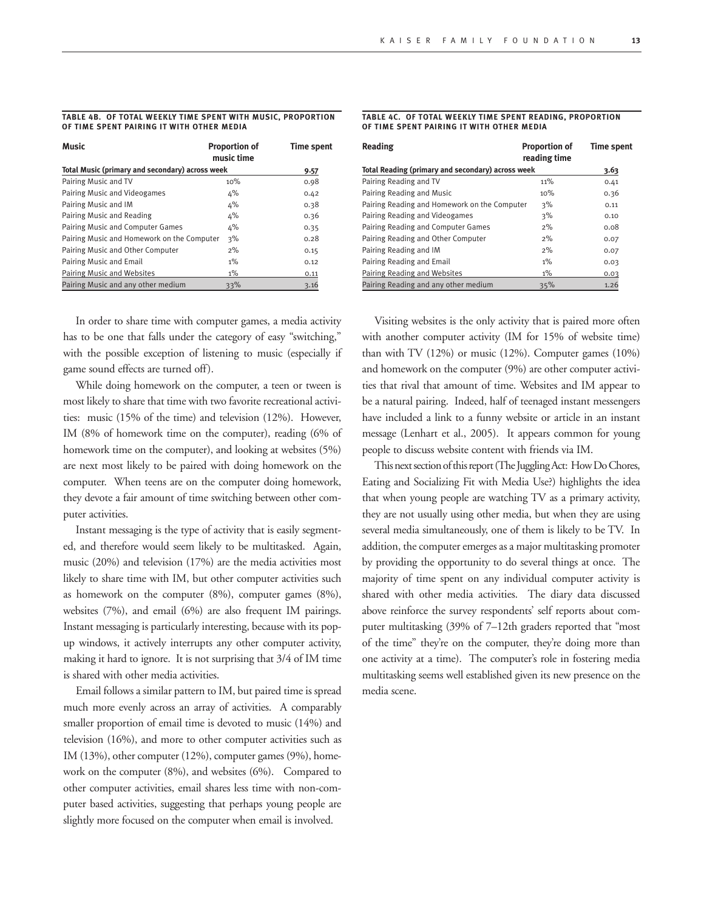**TABLE 4B. OF TOTAL WEEKLY TIME SPENT WITH MUSIC, PROPORTION OF TIME SPENT PAIRING IT WITH OTHER MEDIA**

| Music | Proportion of music time | Time spent |
|---|---|---|
| Total Music (primary and secondary) across week | | 9.57 |
| Pairing Music and TV | 10% | 0.98 |
| Pairing Music and Videogames | 4% | 0.42 |
| Pairing Music and IM | 4% | 0.38 |
| Pairing Music and Reading | 4% | 0.36 |
| Pairing Music and Computer Games | 4% | 0.35 |
| Pairing Music and Homework on the Computer | 3% | 0.28 |
| Pairing Music and Other Computer | 2% | 0.15 |
| Pairing Music and Email | 1% | 0.12 |
| Pairing Music and Websites | 1% | 0.11 |
| Pairing Music and any other medium | 33% | 3.16 |

**TABLE 4C. OF TOTAL WEEKLY TIME SPENT READING, PROPORTION OF TIME SPENT PAIRING IT WITH OTHER MEDIA**

| Reading | Proportion of reading time | Time spent |
|---|---|---|
| Total Reading (primary and secondary) across week | | 3.63 |
| Pairing Reading and TV | 11% | 0.41 |
| Pairing Reading and Music | 10% | 0.36 |
| Pairing Reading and Homework on the Computer | 3% | 0.11 |
| Pairing Reading and Videogames | 3% | 0.10 |
| Pairing Reading and Computer Games | 2% | 0.08 |
| Pairing Reading and Other Computer | 2% | 0.07 |
| Pairing Reading and IM | 2% | 0.07 |
| Pairing Reading and Email | 1% | 0.03 |
| Pairing Reading and Websites | 1% | 0.03 |
| Pairing Reading and any other medium | 35% | 1.26 |

In order to share time with computer games, a media activity has to be one that falls under the category of easy "switching," with the possible exception of listening to music (especially if game sound effects are turned off).

While doing homework on the computer, a teen or tween is most likely to share that time with two favorite recreational activities: music (15% of the time) and television (12%). However, IM (8% of homework time on the computer), reading (6% of homework time on the computer), and looking at websites (5%) are next most likely to be paired with doing homework on the computer. When teens are on the computer doing homework, they devote a fair amount of time switching between other computer activities.

Instant messaging is the type of activity that is easily segmented, and therefore would seem likely to be multitasked. Again, music (20%) and television (17%) are the media activities most likely to share time with IM, but other computer activities such as homework on the computer (8%), computer games (8%), websites (7%), and email (6%) are also frequent IM pairings. Instant messaging is particularly interesting, because with its pop-up windows, it actively interrupts any other computer activity, making it hard to ignore. It is not surprising that 3/4 of IM time is shared with other media activities.

Email follows a similar pattern to IM, but paired time is spread much more evenly across an array of activities. A comparably smaller proportion of email time is devoted to music (14%) and television (16%), and more to other computer activities such as IM (13%), other computer (12%), computer games (9%), homework on the computer (8%), and websites (6%). Compared to other computer activities, email shares less time with non-computer based activities, suggesting that perhaps young people are slightly more focused on the computer when email is involved.

Visiting websites is the only activity that is paired more often with another computer activity (IM for 15% of website time) than with TV (12%) or music (12%). Computer games (10%) and homework on the computer (9%) are other computer activities that rival that amount of time. Websites and IM appear to be a natural pairing. Indeed, half of teenaged instant messengers have included a link to a funny website or article in an instant message (Lenhart et al., 2005). It appears common for young people to discuss website content with friends via IM.

This next section of this report (The Juggling Act: How Do Chores, Eating and Socializing Fit with Media Use?) highlights the idea that when young people are watching TV as a primary activity, they are not usually using other media, but when they are using several media simultaneously, one of them is likely to be TV. In addition, the computer emerges as a major multitasking promoter by providing the opportunity to do several things at once. The majority of time spent on any individual computer activity is shared with other media activities. The diary data discussed above reinforce the survey respondents' self reports about computer multitasking (39% of 7–12th graders reported that "most of the time" they're on the computer, they're doing more than one activity at a time). The computer's role in fostering media multitasking seems well established given its new presence on the media scene.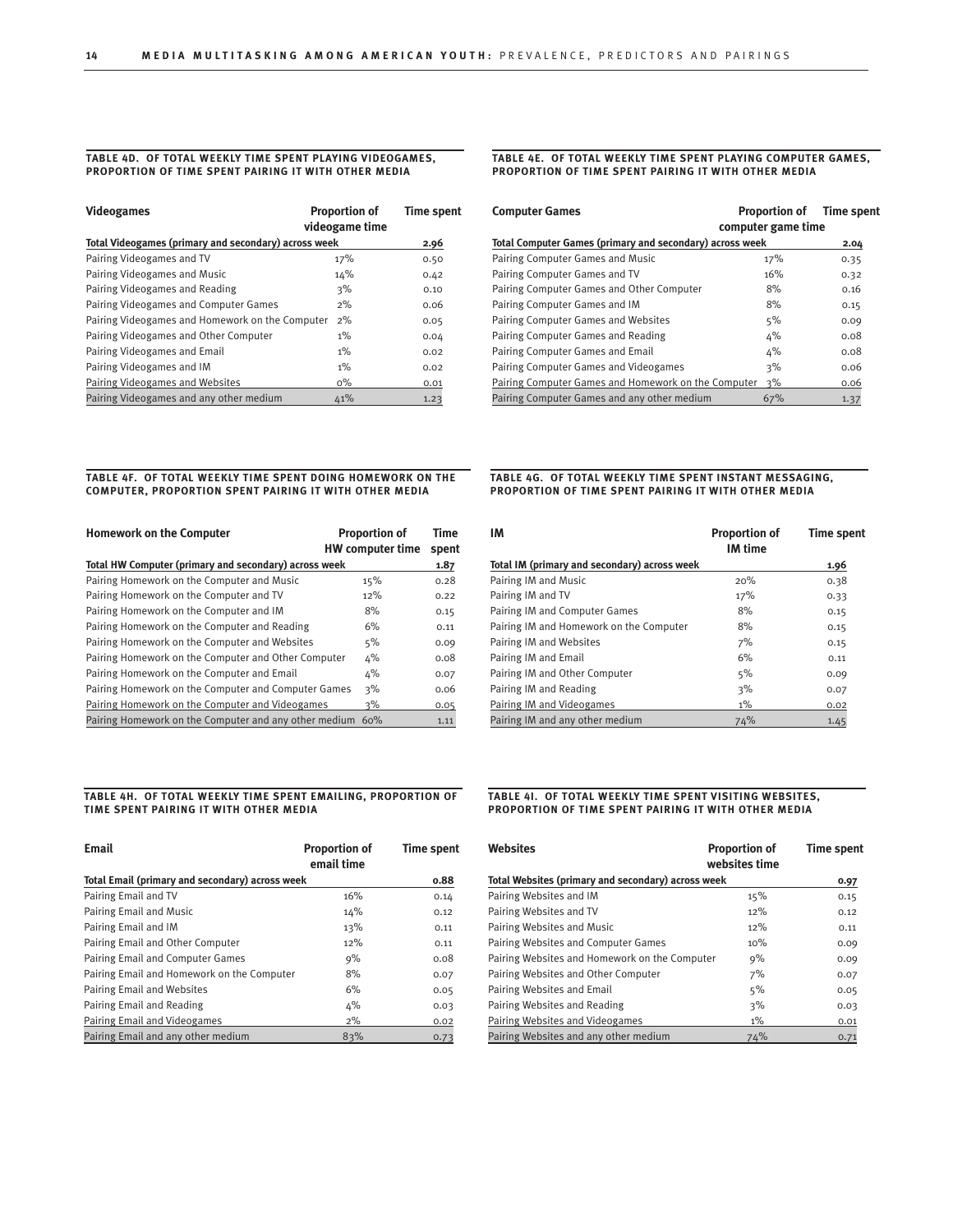#### TABLE 4D. OF TOTAL WEEKLY TIME SPENT PLAYING VIDEOGAMES, PROPORTION OF TIME SPENT PAIRING IT WITH OTHER MEDIA

| Videogames | Proportion of videogame time | Time spent |
|---|---|---|
| Total Videogames (primary and secondary) across week | | 2.96 |
| Pairing Videogames and TV | 17% | 0.50 |
| Pairing Videogames and Music | 14% | 0.42 |
| Pairing Videogames and Reading | 3% | 0.10 |
| Pairing Videogames and Computer Games | 2% | 0.06 |
| Pairing Videogames and Homework on the Computer | 2% | 0.05 |
| Pairing Videogames and Other Computer | 1% | 0.04 |
| Pairing Videogames and Email | 1% | 0.02 |
| Pairing Videogames and IM | 1% | 0.02 |
| Pairing Videogames and Websites | 0% | 0.01 |
| Pairing Videogames and any other medium | 41% | 1.23 |

#### TABLE 4E. OF TOTAL WEEKLY TIME SPENT PLAYING COMPUTER GAMES, PROPORTION OF TIME SPENT PAIRING IT WITH OTHER MEDIA

| Computer Games | Proportion of computer game time | Time spent |
|---|---|---|
| Total Computer Games (primary and secondary) across week | | 2.04 |
| Pairing Computer Games and Music | 17% | 0.35 |
| Pairing Computer Games and TV | 16% | 0.32 |
| Pairing Computer Games and Other Computer | 8% | 0.16 |
| Pairing Computer Games and IM | 8% | 0.15 |
| Pairing Computer Games and Websites | 5% | 0.09 |
| Pairing Computer Games and Reading | 4% | 0.08 |
| Pairing Computer Games and Email | 4% | 0.08 |
| Pairing Computer Games and Videogames | 3% | 0.06 |
| Pairing Computer Games and Homework on the Computer | 3% | 0.06 |
| Pairing Computer Games and any other medium | 67% | 1.37 |

#### TABLE 4F. OF TOTAL WEEKLY TIME SPENT DOING HOMEWORK ON THE COMPUTER, PROPORTION SPENT PAIRING IT WITH OTHER MEDIA

| Homework on the Computer | Proportion of HW computer time | Time spent |
|---|---|---|
| Total HW Computer (primary and secondary) across week | | 1.87 |
| Pairing Homework on the Computer and Music | 15% | 0.28 |
| Pairing Homework on the Computer and TV | 12% | 0.22 |
| Pairing Homework on the Computer and IM | 8% | 0.15 |
| Pairing Homework on the Computer and Reading | 6% | 0.11 |
| Pairing Homework on the Computer and Websites | 5% | 0.09 |
| Pairing Homework on the Computer and Other Computer | 4% | 0.08 |
| Pairing Homework on the Computer and Email | 4% | 0.07 |
| Pairing Homework on the Computer and Computer Games | 3% | 0.06 |
| Pairing Homework on the Computer and Videogames | 3% | 0.05 |
| Pairing Homework on the Computer and any other medium | 60% | 1.11 |

#### TABLE 4G. OF TOTAL WEEKLY TIME SPENT INSTANT MESSAGING, PROPORTION OF TIME SPENT PAIRING IT WITH OTHER MEDIA

| IM | Proportion of IM time | Time spent |
|---|---|---|
| Total IM (primary and secondary) across week | | 1.96 |
| Pairing IM and Music | 20% | 0.38 |
| Pairing IM and TV | 17% | 0.33 |
| Pairing IM and Computer Games | 8% | 0.15 |
| Pairing IM and Homework on the Computer | 8% | 0.15 |
| Pairing IM and Websites | 7% | 0.15 |
| Pairing IM and Email | 6% | 0.11 |
| Pairing IM and Other Computer | 5% | 0.09 |
| Pairing IM and Reading | 3% | 0.07 |
| Pairing IM and Videogames | 1% | 0.02 |
| Pairing IM and any other medium | 74% | 1.45 |

#### TABLE 4H. OF TOTAL WEEKLY TIME SPENT EMAILING, PROPORTION OF TIME SPENT PAIRING IT WITH OTHER MEDIA

| Email | Proportion of email time | Time spent |
|---|---|---|
| Total Email (primary and secondary) across week | | 0.88 |
| Pairing Email and TV | 16% | 0.14 |
| Pairing Email and Music | 14% | 0.12 |
| Pairing Email and IM | 13% | 0.11 |
| Pairing Email and Other Computer | 12% | 0.11 |
| Pairing Email and Computer Games | 9% | 0.08 |
| Pairing Email and Homework on the Computer | 8% | 0.07 |
| Pairing Email and Websites | 6% | 0.05 |
| Pairing Email and Reading | 4% | 0.03 |
| Pairing Email and Videogames | 2% | 0.02 |
| Pairing Email and any other medium | 83% | 0.73 |

#### TABLE 4I. OF TOTAL WEEKLY TIME SPENT VISITING WEBSITES, PROPORTION OF TIME SPENT PAIRING IT WITH OTHER MEDIA

| Websites | Proportion of websites time | Time spent |
|---|---|---|
| Total Websites (primary and secondary) across week | | 0.97 |
| Pairing Websites and IM | 15% | 0.15 |
| Pairing Websites and TV | 12% | 0.12 |
| Pairing Websites and Music | 12% | 0.11 |
| Pairing Websites and Computer Games | 10% | 0.09 |
| Pairing Websites and Homework on the Computer | 9% | 0.09 |
| Pairing Websites and Other Computer | 7% | 0.07 |
| Pairing Websites and Email | 5% | 0.05 |
| Pairing Websites and Reading | 3% | 0.03 |
| Pairing Websites and Videogames | 1% | 0.01 |
| Pairing Websites and any other medium | 74% | 0.71 |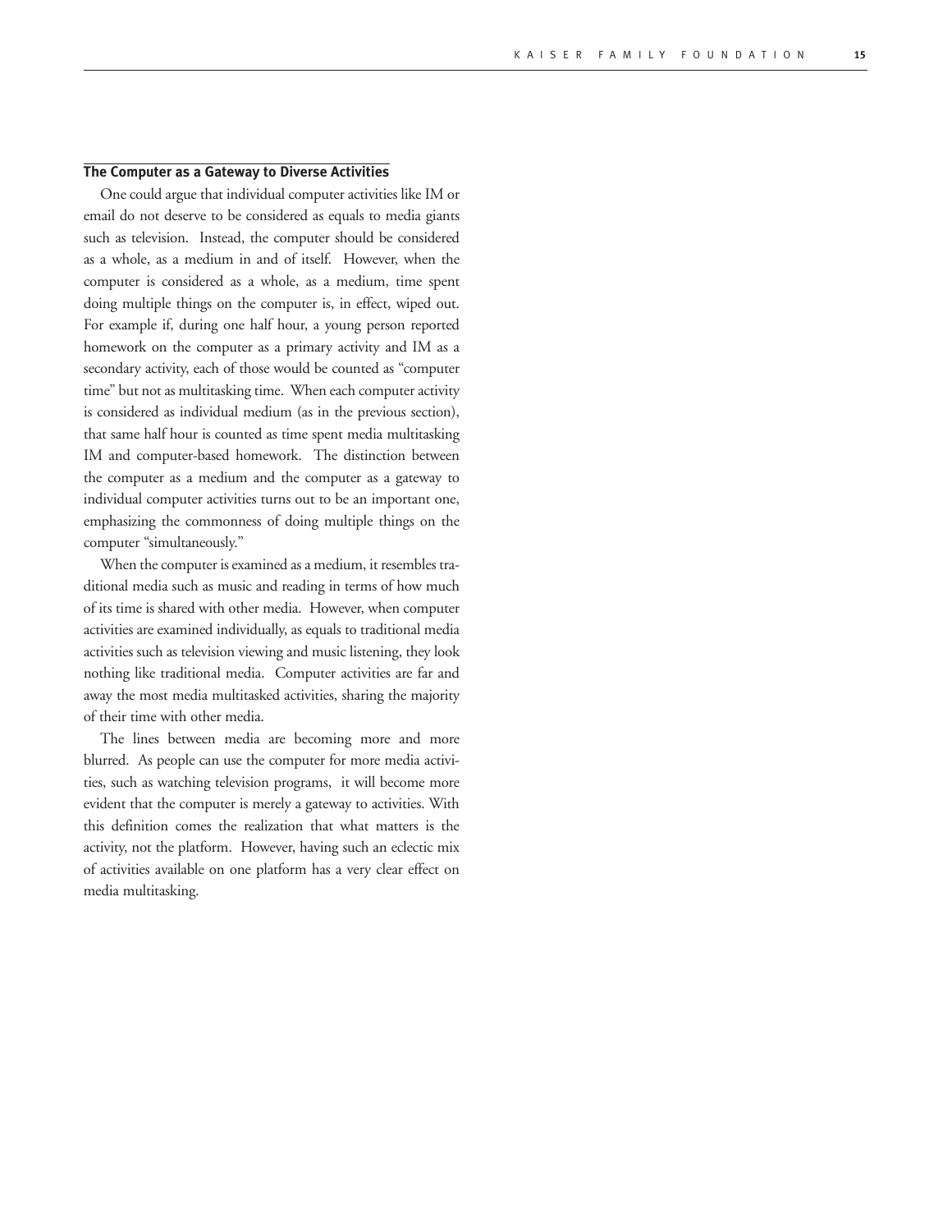## The Computer as a Gateway to Diverse Activities

One could argue that individual computer activities like IM or email do not deserve to be considered as equals to media giants such as television. Instead, the computer should be considered as a whole, as a medium in and of itself. However, when the computer is considered as a whole, as a medium, time spent doing multiple things on the computer is, in effect, wiped out. For example if, during one half hour, a young person reported homework on the computer as a primary activity and IM as a secondary activity, each of those would be counted as "computer time" but not as multitasking time. When each computer activity is considered as individual medium (as in the previous section), that same half hour is counted as time spent media multitasking IM and computer-based homework. The distinction between the computer as a medium and the computer as a gateway to individual computer activities turns out to be an important one, emphasizing the commonness of doing multiple things on the computer "simultaneously."

When the computer is examined as a medium, it resembles traditional media such as music and reading in terms of how much of its time is shared with other media. However, when computer activities are examined individually, as equals to traditional media activities such as television viewing and music listening, they look nothing like traditional media. Computer activities are far and away the most media multitasked activities, sharing the majority of their time with other media.

The lines between media are becoming more and more blurred. As people can use the computer for more media activities, such as watching television programs, it will become more evident that the computer is merely a gateway to activities. With this definition comes the realization that what matters is the activity, not the platform. However, having such an eclectic mix of activities available on one platform has a very clear effect on media multitasking.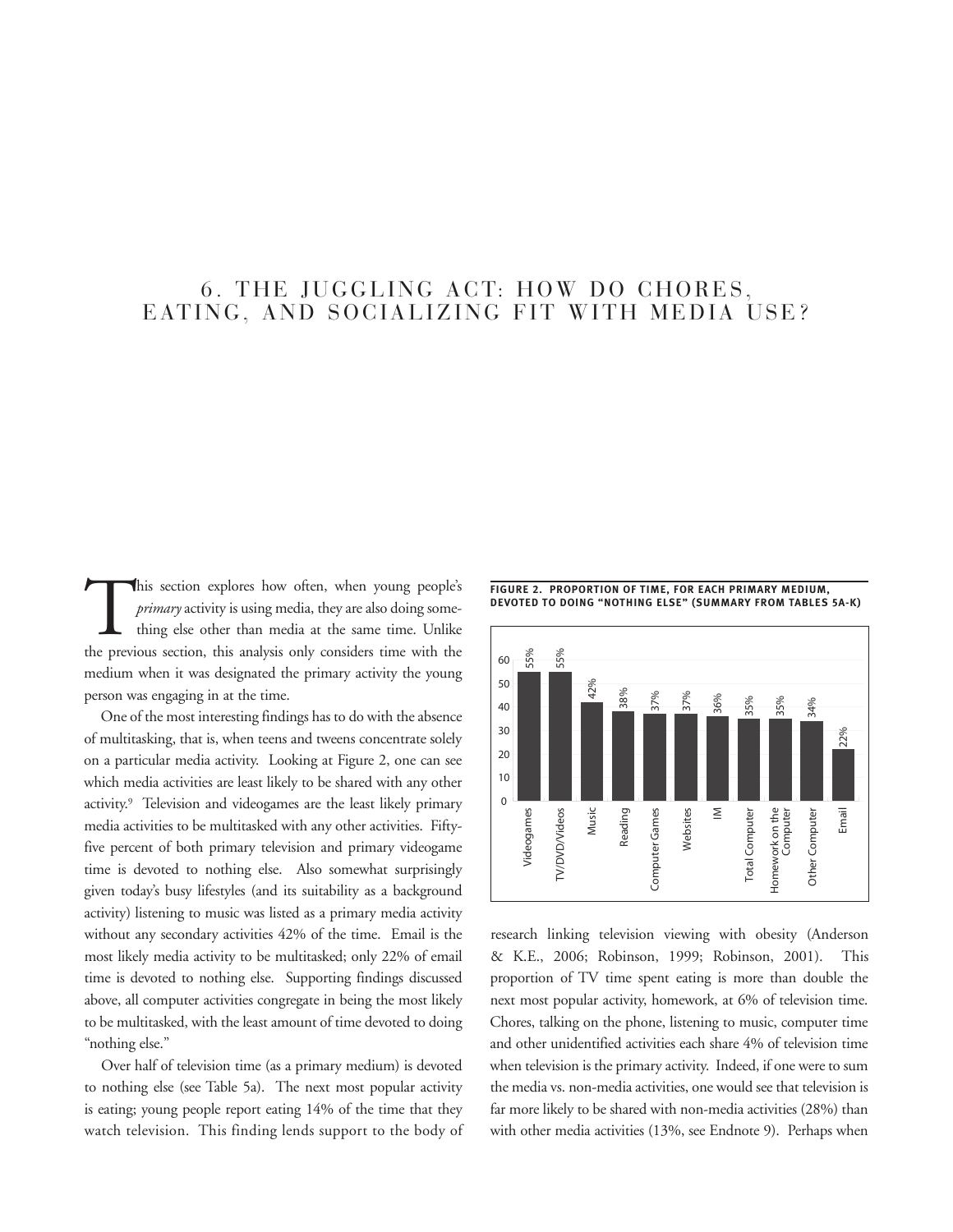# 6. THE JUGGLING ACT: HOW DO CHORES, EATING, AND SOCIALIZING FIT WITH MEDIA USE?

This section explores how often, when young people's *primary* activity is using media, they are also doing something else other than media at the same time. Unlike the previous section, this analysis only considers time with the medium when it was designated the primary activity the young person was engaging in at the time.

One of the most interesting findings has to do with the absence of multitasking, that is, when teens and tweens concentrate solely on a particular media activity. Looking at Figure 2, one can see which media activities are least likely to be shared with any other activity.[9] Television and videogames are the least likely primary media activities to be multitasked with any other activities. Fifty-five percent of both primary television and primary videogame time is devoted to nothing else. Also somewhat surprisingly given today's busy lifestyles (and its suitability as a background activity) listening to music was listed as a primary media activity without any secondary activities 42% of the time. Email is the most likely media activity to be multitasked; only 22% of email time is devoted to nothing else. Supporting findings discussed above, all computer activities congregate in being the most likely to be multitasked, with the least amount of time devoted to doing "nothing else."

**FIGURE 2. PROPORTION OF TIME, FOR EACH PRIMARY MEDIUM, DEVOTED TO DOING "NOTHING ELSE" (SUMMARY FROM TABLES 5A-K)**

| Primary Medium | Proportion |
| --- | --- |
| Videogames | 55% |
| TV/DVD/Videos | 55% |
| Music | 42% |
| Reading | 38% |
| Computer Games | 37% |
| Websites | 37% |
| IM | 36% |
| Total Computer | 35% |
| Homework on the Computer | 35% |
| Other Computer | 34% |
| Email | 22% |

Over half of television time (as a primary medium) is devoted to nothing else (see Table 5a). The next most popular activity is eating; young people report eating 14% of the time that they watch television. This finding lends support to the body of research linking television viewing with obesity (Anderson & K.E., 2006; Robinson, 1999; Robinson, 2001). This proportion of TV time spent eating is more than double the next most popular activity, homework, at 6% of television time. Chores, talking on the phone, listening to music, computer time and other unidentified activities each share 4% of television time when television is the primary activity. Indeed, if one were to sum the media vs. non-media activities, one would see that television is far more likely to be shared with non-media activities (28%) than with other media activities (13%, see Endnote 9). Perhaps when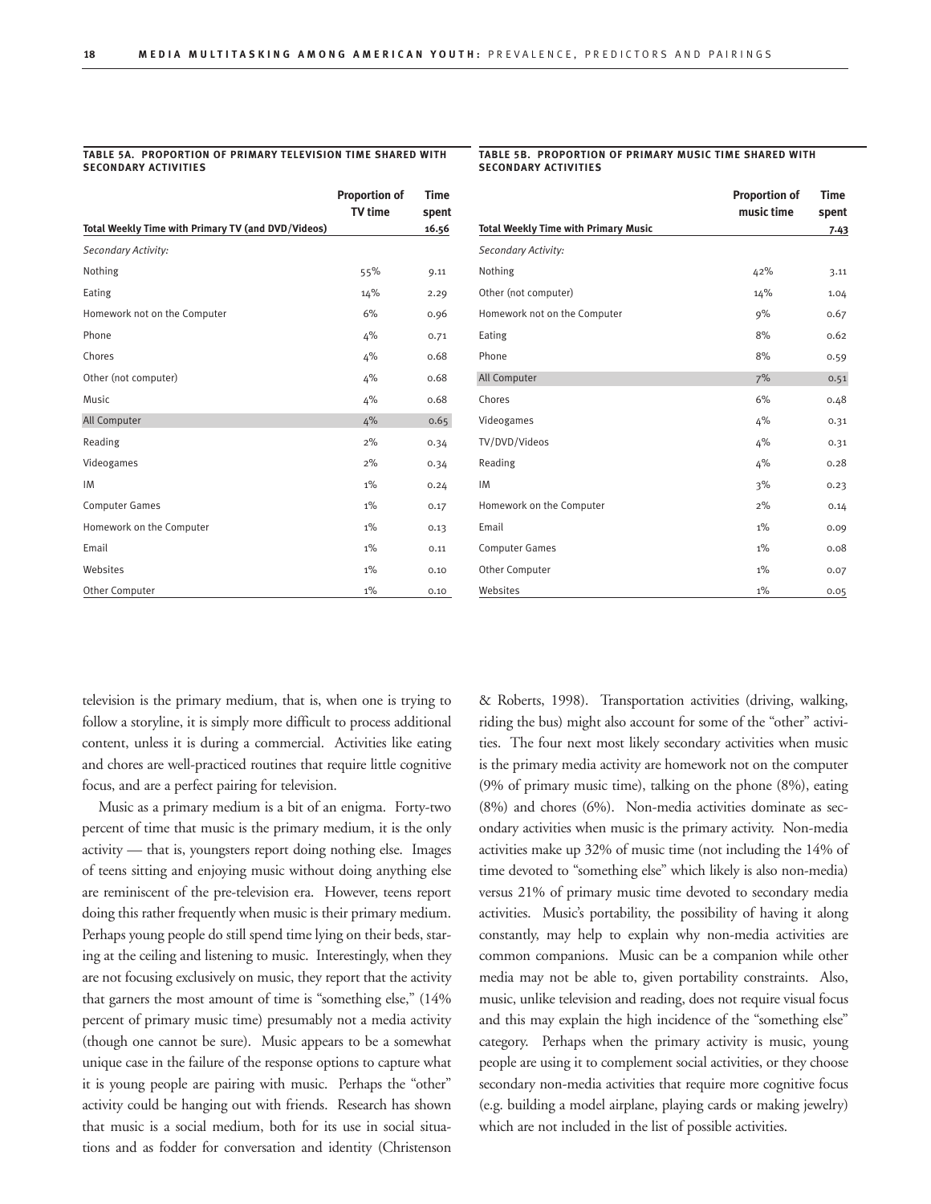**TABLE 5A. PROPORTION OF PRIMARY TELEVISION TIME SHARED WITH SECONDARY ACTIVITIES**

| | Proportion of TV time | Time spent |
|---|---|---|
| **Total Weekly Time with Primary TV (and DVD/Videos)** | | **16.56** |
| *Secondary Activity:* | | |
| Nothing | 55% | 9.11 |
| Eating | 14% | 2.29 |
| Homework not on the Computer | 6% | 0.96 |
| Phone | 4% | 0.71 |
| Chores | 4% | 0.68 |
| Other (not computer) | 4% | 0.68 |
| Music | 4% | 0.68 |
| All Computer | 4% | 0.65 |
| Reading | 2% | 0.34 |
| Videogames | 2% | 0.34 |
| IM | 1% | 0.24 |
| Computer Games | 1% | 0.17 |
| Homework on the Computer | 1% | 0.13 |
| Email | 1% | 0.11 |
| Websites | 1% | 0.10 |
| Other Computer | 1% | 0.10 |

**TABLE 5B. PROPORTION OF PRIMARY MUSIC TIME SHARED WITH SECONDARY ACTIVITIES**

| | Proportion of music time | Time spent |
|---|---|---|
| **Total Weekly Time with Primary Music** | | **7.43** |
| *Secondary Activity:* | | |
| Nothing | 42% | 3.11 |
| Other (not computer) | 14% | 1.04 |
| Homework not on the Computer | 9% | 0.67 |
| Eating | 8% | 0.62 |
| Phone | 8% | 0.59 |
| All Computer | 7% | 0.51 |
| Chores | 6% | 0.48 |
| Videogames | 4% | 0.31 |
| TV/DVD/Videos | 4% | 0.31 |
| Reading | 4% | 0.28 |
| IM | 3% | 0.23 |
| Homework on the Computer | 2% | 0.14 |
| Email | 1% | 0.09 |
| Computer Games | 1% | 0.08 |
| Other Computer | 1% | 0.07 |
| Websites | 1% | 0.05 |

television is the primary medium, that is, when one is trying to follow a storyline, it is simply more difficult to process additional content, unless it is during a commercial. Activities like eating and chores are well-practiced routines that require little cognitive focus, and are a perfect pairing for television.

Music as a primary medium is a bit of an enigma. Forty-two percent of time that music is the primary medium, it is the only activity — that is, youngsters report doing nothing else. Images of teens sitting and enjoying music without doing anything else are reminiscent of the pre-television era. However, teens report doing this rather frequently when music is their primary medium. Perhaps young people do still spend time lying on their beds, staring at the ceiling and listening to music. Interestingly, when they are not focusing exclusively on music, they report that the activity that garners the most amount of time is "something else," (14% percent of primary music time) presumably not a media activity (though one cannot be sure). Music appears to be a somewhat unique case in the failure of the response options to capture what it is young people are pairing with music. Perhaps the "other" activity could be hanging out with friends. Research has shown that music is a social medium, both for its use in social situations and as fodder for conversation and identity (Christenson & Roberts, 1998). Transportation activities (driving, walking, riding the bus) might also account for some of the "other" activities. The four next most likely secondary activities when music is the primary media activity are homework not on the computer (9% of primary music time), talking on the phone (8%), eating (8%) and chores (6%). Non-media activities dominate as secondary activities when music is the primary activity. Non-media activities make up 32% of music time (not including the 14% of time devoted to "something else" which likely is also non-media) versus 21% of primary music time devoted to secondary media activities. Music's portability, the possibility of having it along constantly, may help to explain why non-media activities are common companions. Music can be a companion while other media may not be able to, given portability constraints. Also, music, unlike television and reading, does not require visual focus and this may explain the high incidence of the "something else" category. Perhaps when the primary activity is music, young people are using it to complement social activities, or they choose secondary non-media activities that require more cognitive focus (e.g. building a model airplane, playing cards or making jewelry) which are not included in the list of possible activities.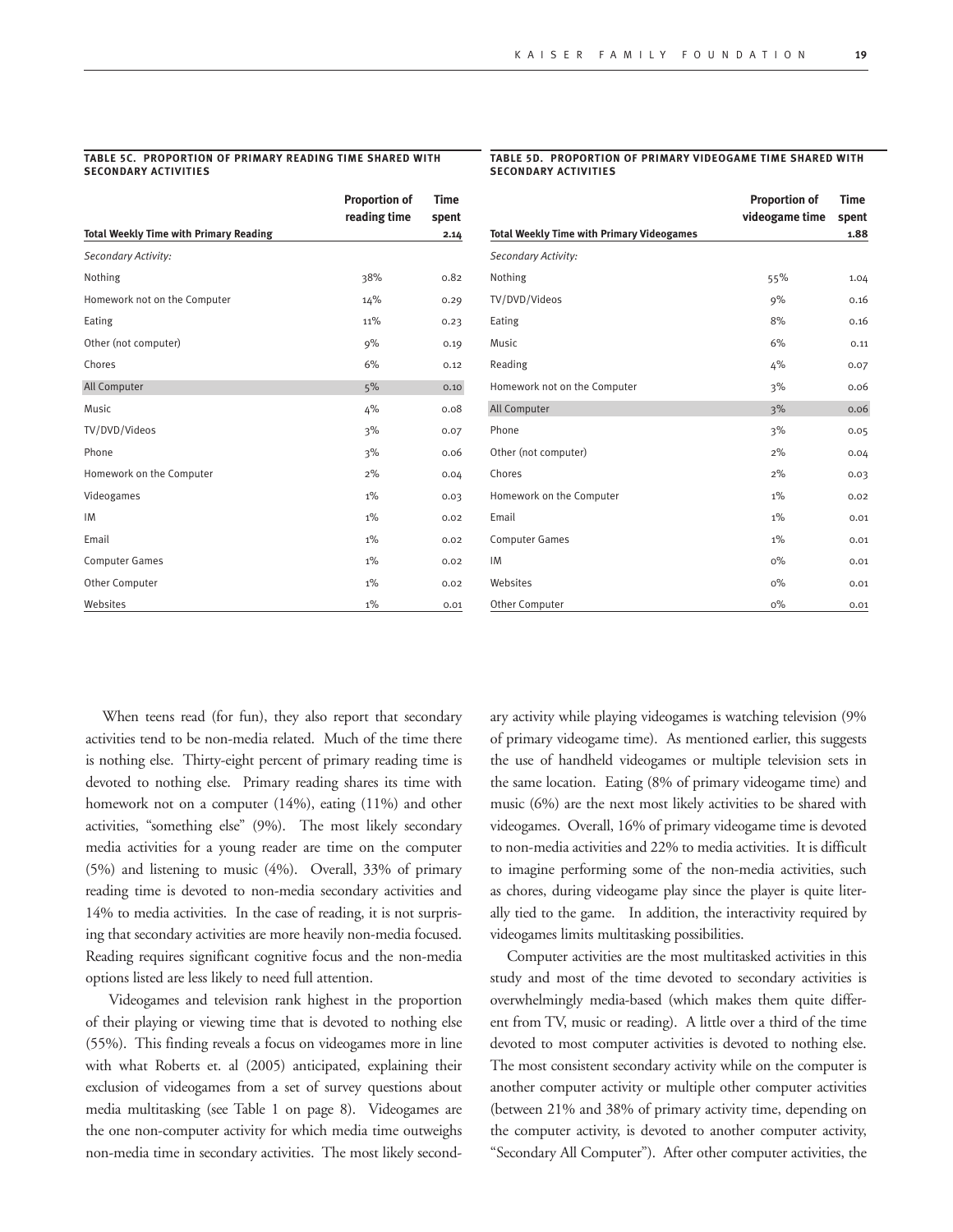**TABLE 5C. PROPORTION OF PRIMARY READING TIME SHARED WITH SECONDARY ACTIVITIES**

| | Proportion of reading time | Time spent |
|---|---|---|
| **Total Weekly Time with Primary Reading** | | **2.14** |
| *Secondary Activity:* | | |
| Nothing | 38% | 0.82 |
| Homework not on the Computer | 14% | 0.29 |
| Eating | 11% | 0.23 |
| Other (not computer) | 9% | 0.19 |
| Chores | 6% | 0.12 |
| All Computer | 5% | 0.10 |
| Music | 4% | 0.08 |
| TV/DVD/Videos | 3% | 0.07 |
| Phone | 3% | 0.06 |
| Homework on the Computer | 2% | 0.04 |
| Videogames | 1% | 0.03 |
| IM | 1% | 0.02 |
| Email | 1% | 0.02 |
| Computer Games | 1% | 0.02 |
| Other Computer | 1% | 0.02 |
| Websites | 1% | 0.01 |

**TABLE 5D. PROPORTION OF PRIMARY VIDEOGAME TIME SHARED WITH SECONDARY ACTIVITIES**

| | Proportion of videogame time | Time spent |
|---|---|---|
| **Total Weekly Time with Primary Videogames** | | **1.88** |
| *Secondary Activity:* | | |
| Nothing | 55% | 1.04 |
| TV/DVD/Videos | 9% | 0.16 |
| Eating | 8% | 0.16 |
| Music | 6% | 0.11 |
| Reading | 4% | 0.07 |
| Homework not on the Computer | 3% | 0.06 |
| All Computer | 3% | 0.06 |
| Phone | 3% | 0.05 |
| Other (not computer) | 2% | 0.04 |
| Chores | 2% | 0.03 |
| Homework on the Computer | 1% | 0.02 |
| Email | 1% | 0.01 |
| Computer Games | 1% | 0.01 |
| IM | 0% | 0.01 |
| Websites | 0% | 0.01 |
| Other Computer | 0% | 0.01 |

When teens read (for fun), they also report that secondary activities tend to be non-media related. Much of the time there is nothing else. Thirty-eight percent of primary reading time is devoted to nothing else. Primary reading shares its time with homework not on a computer (14%), eating (11%) and other activities, "something else" (9%). The most likely secondary media activities for a young reader are time on the computer (5%) and listening to music (4%). Overall, 33% of primary reading time is devoted to non-media secondary activities and 14% to media activities. In the case of reading, it is not surprising that secondary activities are more heavily non-media focused. Reading requires significant cognitive focus and the non-media options listed are less likely to need full attention.

Videogames and television rank highest in the proportion of their playing or viewing time that is devoted to nothing else (55%). This finding reveals a focus on videogames more in line with what Roberts et. al (2005) anticipated, explaining their exclusion of videogames from a set of survey questions about media multitasking (see Table 1 on page 8). Videogames are the one non-computer activity for which media time outweighs non-media time in secondary activities. The most likely secondary activity while playing videogames is watching television (9% of primary videogame time). As mentioned earlier, this suggests the use of handheld videogames or multiple television sets in the same location. Eating (8% of primary videogame time) and music (6%) are the next most likely activities to be shared with videogames. Overall, 16% of primary videogame time is devoted to non-media activities and 22% to media activities. It is difficult to imagine performing some of the non-media activities, such as chores, during videogame play since the player is quite literally tied to the game. In addition, the interactivity required by videogames limits multitasking possibilities.

Computer activities are the most multitasked activities in this study and most of the time devoted to secondary activities is overwhelmingly media-based (which makes them quite different from TV, music or reading). A little over a third of the time devoted to most computer activities is devoted to nothing else. The most consistent secondary activity while on the computer is another computer activity or multiple other computer activities (between 21% and 38% of primary activity time, depending on the computer activity, is devoted to another computer activity, "Secondary All Computer"). After other computer activities, the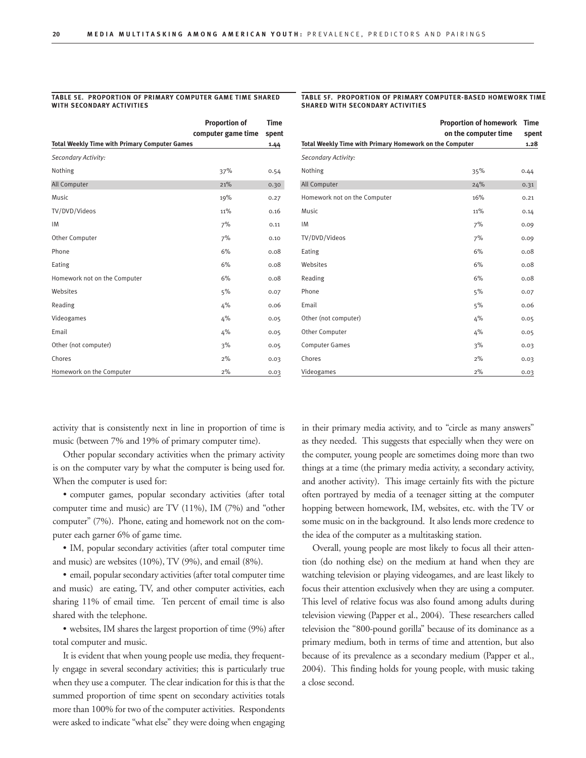**TABLE 5E. PROPORTION OF PRIMARY COMPUTER GAME TIME SHARED WITH SECONDARY ACTIVITIES**

| | Proportion of computer game time | Time spent |
|---|---|---|
| **Total Weekly Time with Primary Computer Games** | | **1.44** |
| *Secondary Activity:* | | |
| Nothing | 37% | 0.54 |
| All Computer | 21% | 0.30 |
| Music | 19% | 0.27 |
| TV/DVD/Videos | 11% | 0.16 |
| IM | 7% | 0.11 |
| Other Computer | 7% | 0.10 |
| Phone | 6% | 0.08 |
| Eating | 6% | 0.08 |
| Homework not on the Computer | 6% | 0.08 |
| Websites | 5% | 0.07 |
| Reading | 4% | 0.06 |
| Videogames | 4% | 0.05 |
| Email | 4% | 0.05 |
| Other (not computer) | 3% | 0.05 |
| Chores | 2% | 0.03 |
| Homework on the Computer | 2% | 0.03 |

**TABLE 5F. PROPORTION OF PRIMARY COMPUTER-BASED HOMEWORK TIME SHARED WITH SECONDARY ACTIVITIES**

| | Proportion of homework on the computer time | Time spent |
|---|---|---|
| **Total Weekly Time with Primary Homework on the Computer** | | **1.28** |
| *Secondary Activity:* | | |
| Nothing | 35% | 0.44 |
| All Computer | 24% | 0.31 |
| Homework not on the Computer | 16% | 0.21 |
| Music | 11% | 0.14 |
| IM | 7% | 0.09 |
| TV/DVD/Videos | 7% | 0.09 |
| Eating | 6% | 0.08 |
| Websites | 6% | 0.08 |
| Reading | 6% | 0.08 |
| Phone | 5% | 0.07 |
| Email | 5% | 0.06 |
| Other (not computer) | 4% | 0.05 |
| Other Computer | 4% | 0.05 |
| Computer Games | 3% | 0.03 |
| Chores | 2% | 0.03 |
| Videogames | 2% | 0.03 |

activity that is consistently next in line in proportion of time is music (between 7% and 19% of primary computer time).

Other popular secondary activities when the primary activity is on the computer vary by what the computer is being used for. When the computer is used for:

• computer games, popular secondary activities (after total computer time and music) are TV (11%), IM (7%) and "other computer" (7%). Phone, eating and homework not on the computer each garner 6% of game time.

• IM, popular secondary activities (after total computer time and music) are websites (10%), TV (9%), and email (8%).

• email, popular secondary activities (after total computer time and music) are eating, TV, and other computer activities, each sharing 11% of email time. Ten percent of email time is also shared with the telephone.

• websites, IM shares the largest proportion of time (9%) after total computer and music.

It is evident that when young people use media, they frequently engage in several secondary activities; this is particularly true when they use a computer. The clear indication for this is that the summed proportion of time spent on secondary activities totals more than 100% for two of the computer activities. Respondents were asked to indicate "what else" they were doing when engaging in their primary media activity, and to "circle as many answers" as they needed. This suggests that especially when they were on the computer, young people are sometimes doing more than two things at a time (the primary media activity, a secondary activity, and another activity). This image certainly fits with the picture often portrayed by media of a teenager sitting at the computer hopping between homework, IM, websites, etc. with the TV or some music on in the background. It also lends more credence to the idea of the computer as a multitasking station.

Overall, young people are most likely to focus all their attention (do nothing else) on the medium at hand when they are watching television or playing videogames, and are least likely to focus their attention exclusively when they are using a computer. This level of relative focus was also found among adults during television viewing (Papper et al., 2004). These researchers called television the "800-pound gorilla" because of its dominance as a primary medium, both in terms of time and attention, but also because of its prevalence as a secondary medium (Papper et al., 2004). This finding holds for young people, with music taking a close second.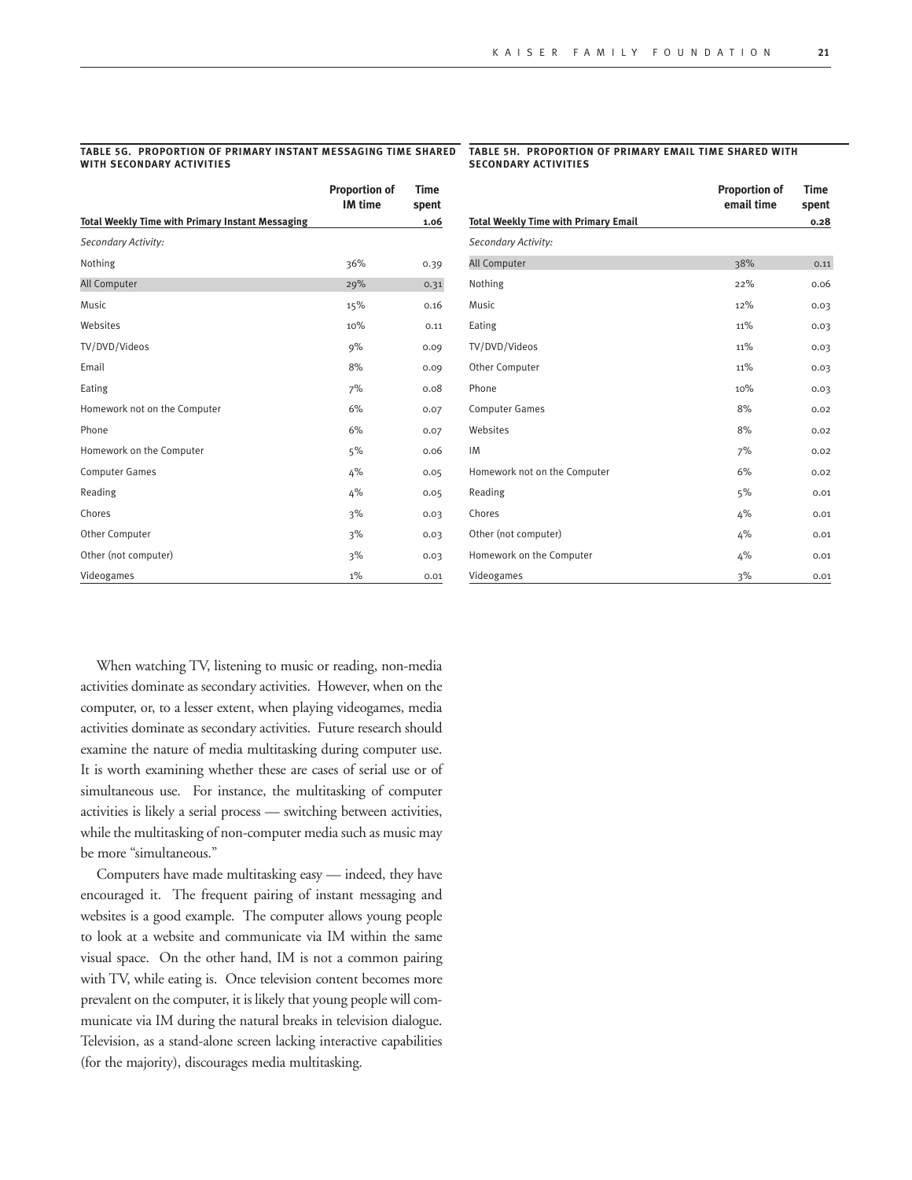**TABLE 5G. PROPORTION OF PRIMARY INSTANT MESSAGING TIME SHARED WITH SECONDARY ACTIVITIES**

| | Proportion of IM time | Time spent |
|---|---|---|
| **Total Weekly Time with Primary Instant Messaging** | | **1.06** |
| *Secondary Activity:* | | |
| Nothing | 36% | 0.39 |
| All Computer | 29% | 0.31 |
| Music | 15% | 0.16 |
| Websites | 10% | 0.11 |
| TV/DVD/Videos | 9% | 0.09 |
| Email | 8% | 0.09 |
| Eating | 7% | 0.08 |
| Homework not on the Computer | 6% | 0.07 |
| Phone | 6% | 0.07 |
| Homework on the Computer | 5% | 0.06 |
| Computer Games | 4% | 0.05 |
| Reading | 4% | 0.05 |
| Chores | 3% | 0.03 |
| Other Computer | 3% | 0.03 |
| Other (not computer) | 3% | 0.03 |
| Videogames | 1% | 0.01 |

**TABLE 5H. PROPORTION OF PRIMARY EMAIL TIME SHARED WITH SECONDARY ACTIVITIES**

| | Proportion of email time | Time spent |
|---|---|---|
| **Total Weekly Time with Primary Email** | | **0.28** |
| *Secondary Activity:* | | |
| All Computer | 38% | 0.11 |
| Nothing | 22% | 0.06 |
| Music | 12% | 0.03 |
| Eating | 11% | 0.03 |
| TV/DVD/Videos | 11% | 0.03 |
| Other Computer | 11% | 0.03 |
| Phone | 10% | 0.03 |
| Computer Games | 8% | 0.02 |
| Websites | 8% | 0.02 |
| IM | 7% | 0.02 |
| Homework not on the Computer | 6% | 0.02 |
| Reading | 5% | 0.01 |
| Chores | 4% | 0.01 |
| Other (not computer) | 4% | 0.01 |
| Homework on the Computer | 4% | 0.01 |
| Videogames | 3% | 0.01 |

When watching TV, listening to music or reading, non-media activities dominate as secondary activities. However, when on the computer, or, to a lesser extent, when playing videogames, media activities dominate as secondary activities. Future research should examine the nature of media multitasking during computer use. It is worth examining whether these are cases of serial use or of simultaneous use. For instance, the multitasking of computer activities is likely a serial process — switching between activities, while the multitasking of non-computer media such as music may be more "simultaneous."

Computers have made multitasking easy — indeed, they have encouraged it. The frequent pairing of instant messaging and websites is a good example. The computer allows young people to look at a website and communicate via IM within the same visual space. On the other hand, IM is not a common pairing with TV, while eating is. Once television content becomes more prevalent on the computer, it is likely that young people will communicate via IM during the natural breaks in television dialogue. Television, as a stand-alone screen lacking interactive capabilities (for the majority), discourages media multitasking.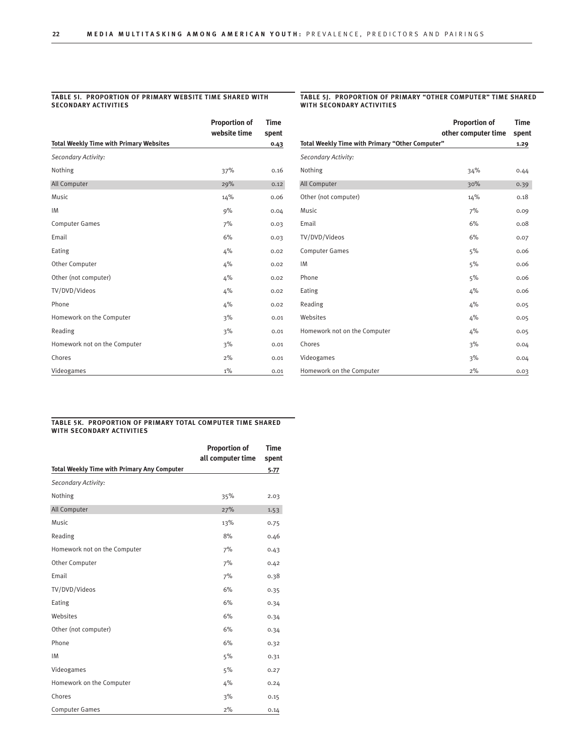**TABLE 5I. PROPORTION OF PRIMARY WEBSITE TIME SHARED WITH SECONDARY ACTIVITIES**

| | Proportion of website time | Time spent |
|---|---|---|
| **Total Weekly Time with Primary Websites** | | **0.43** |
| *Secondary Activity:* | | |
| Nothing | 37% | 0.16 |
| All Computer | 29% | 0.12 |
| Music | 14% | 0.06 |
| IM | 9% | 0.04 |
| Computer Games | 7% | 0.03 |
| Email | 6% | 0.03 |
| Eating | 4% | 0.02 |
| Other Computer | 4% | 0.02 |
| Other (not computer) | 4% | 0.02 |
| TV/DVD/Videos | 4% | 0.02 |
| Phone | 4% | 0.02 |
| Homework on the Computer | 3% | 0.01 |
| Reading | 3% | 0.01 |
| Homework not on the Computer | 3% | 0.01 |
| Chores | 2% | 0.01 |
| Videogames | 1% | 0.01 |

**TABLE 5J. PROPORTION OF PRIMARY "OTHER COMPUTER" TIME SHARED WITH SECONDARY ACTIVITIES**

| | Proportion of other computer time | Time spent |
|---|---|---|
| **Total Weekly Time with Primary "Other Computer"** | | **1.29** |
| *Secondary Activity:* | | |
| Nothing | 34% | 0.44 |
| All Computer | 30% | 0.39 |
| Other (not computer) | 14% | 0.18 |
| Music | 7% | 0.09 |
| Email | 6% | 0.08 |
| TV/DVD/Videos | 6% | 0.07 |
| Computer Games | 5% | 0.06 |
| IM | 5% | 0.06 |
| Phone | 5% | 0.06 |
| Eating | 4% | 0.06 |
| Reading | 4% | 0.05 |
| Websites | 4% | 0.05 |
| Homework not on the Computer | 4% | 0.05 |
| Chores | 3% | 0.04 |
| Videogames | 3% | 0.04 |
| Homework on the Computer | 2% | 0.03 |

**TABLE 5K. PROPORTION OF PRIMARY TOTAL COMPUTER TIME SHARED WITH SECONDARY ACTIVITIES**

| | Proportion of all computer time | Time spent |
|---|---|---|
| **Total Weekly Time with Primary Any Computer** | | **5.77** |
| *Secondary Activity:* | | |
| Nothing | 35% | 2.03 |
| All Computer | 27% | 1.53 |
| Music | 13% | 0.75 |
| Reading | 8% | 0.46 |
| Homework not on the Computer | 7% | 0.43 |
| Other Computer | 7% | 0.42 |
| Email | 7% | 0.38 |
| TV/DVD/Videos | 6% | 0.35 |
| Eating | 6% | 0.34 |
| Websites | 6% | 0.34 |
| Other (not computer) | 6% | 0.34 |
| Phone | 6% | 0.32 |
| IM | 5% | 0.31 |
| Videogames | 5% | 0.27 |
| Homework on the Computer | 4% | 0.24 |
| Chores | 3% | 0.15 |
| Computer Games | 2% | 0.14 |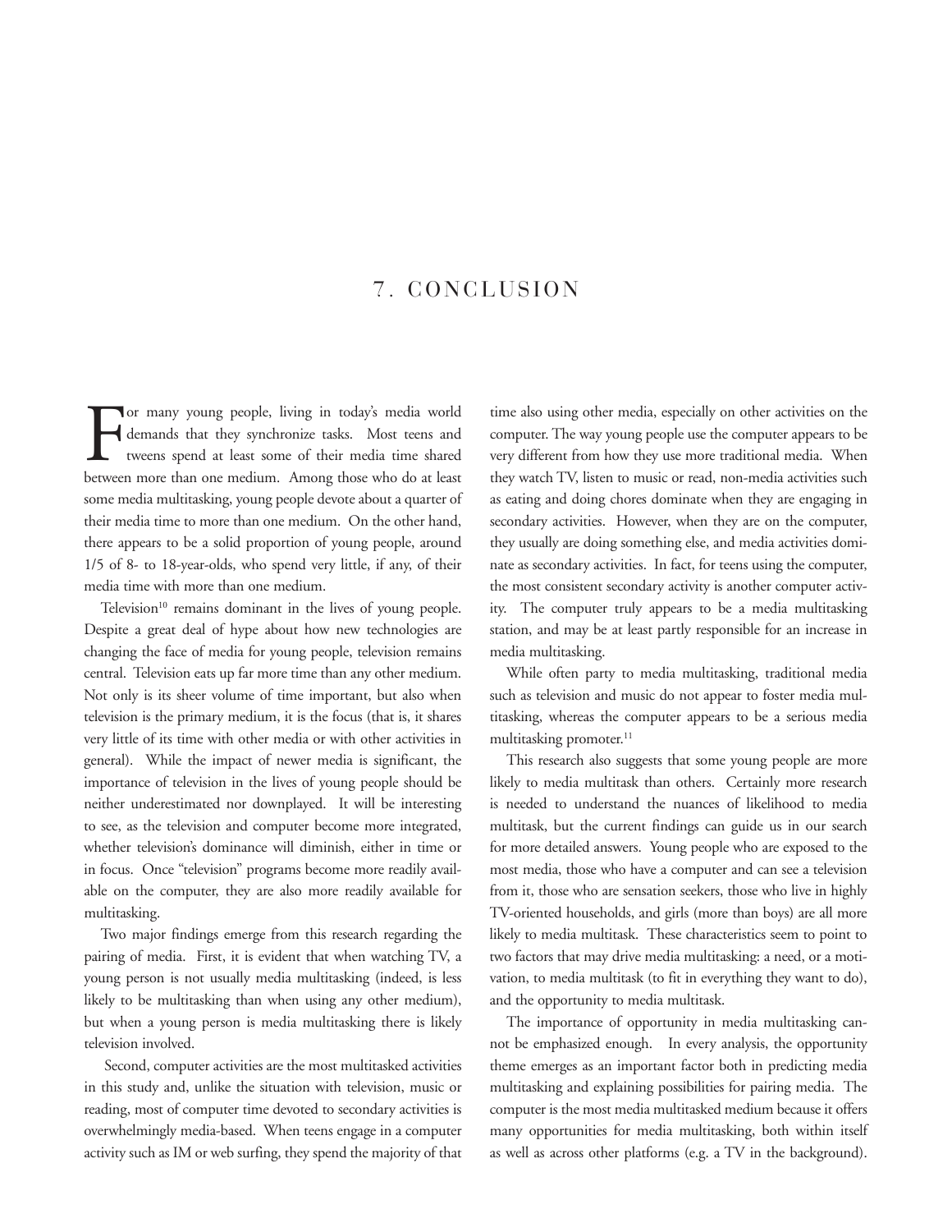# 7. CONCLUSION

For many young people, living in today's media world demands that they synchronize tasks. Most teens and tweens spend at least some of their media time shared between more than one medium. Among those who do at least some media multitasking, young people devote about a quarter of their media time to more than one medium. On the other hand, there appears to be a solid proportion of young people, around 1/5 of 8- to 18-year-olds, who spend very little, if any, of their media time with more than one medium.

Television[10] remains dominant in the lives of young people. Despite a great deal of hype about how new technologies are changing the face of media for young people, television remains central. Television eats up far more time than any other medium. Not only is its sheer volume of time important, but also when television is the primary medium, it is the focus (that is, it shares very little of its time with other media or with other activities in general). While the impact of newer media is significant, the importance of television in the lives of young people should be neither underestimated nor downplayed. It will be interesting to see, as the television and computer become more integrated, whether television's dominance will diminish, either in time or in focus. Once "television" programs become more readily available on the computer, they are also more readily available for multitasking.

Two major findings emerge from this research regarding the pairing of media. First, it is evident that when watching TV, a young person is not usually media multitasking (indeed, is less likely to be multitasking than when using any other medium), but when a young person is media multitasking there is likely television involved.

Second, computer activities are the most multitasked activities in this study and, unlike the situation with television, music or reading, most of computer time devoted to secondary activities is overwhelmingly media-based. When teens engage in a computer activity such as IM or web surfing, they spend the majority of that time also using other media, especially on other activities on the computer. The way young people use the computer appears to be very different from how they use more traditional media. When they watch TV, listen to music or read, non-media activities such as eating and doing chores dominate when they are engaging in secondary activities. However, when they are on the computer, they usually are doing something else, and media activities dominate as secondary activities. In fact, for teens using the computer, the most consistent secondary activity is another computer activity. The computer truly appears to be a media multitasking station, and may be at least partly responsible for an increase in media multitasking.

While often party to media multitasking, traditional media such as television and music do not appear to foster media multitasking, whereas the computer appears to be a serious media multitasking promoter.[11]

This research also suggests that some young people are more likely to media multitask than others. Certainly more research is needed to understand the nuances of likelihood to media multitask, but the current findings can guide us in our search for more detailed answers. Young people who are exposed to the most media, those who have a computer and can see a television from it, those who are sensation seekers, those who live in highly TV-oriented households, and girls (more than boys) are all more likely to media multitask. These characteristics seem to point to two factors that may drive media multitasking: a need, or a motivation, to media multitask (to fit in everything they want to do), and the opportunity to media multitask.

The importance of opportunity in media multitasking cannot be emphasized enough. In every analysis, the opportunity theme emerges as an important factor both in predicting media multitasking and explaining possibilities for pairing media. The computer is the most media multitasked medium because it offers many opportunities for media multitasking, both within itself as well as across other platforms (e.g. a TV in the background).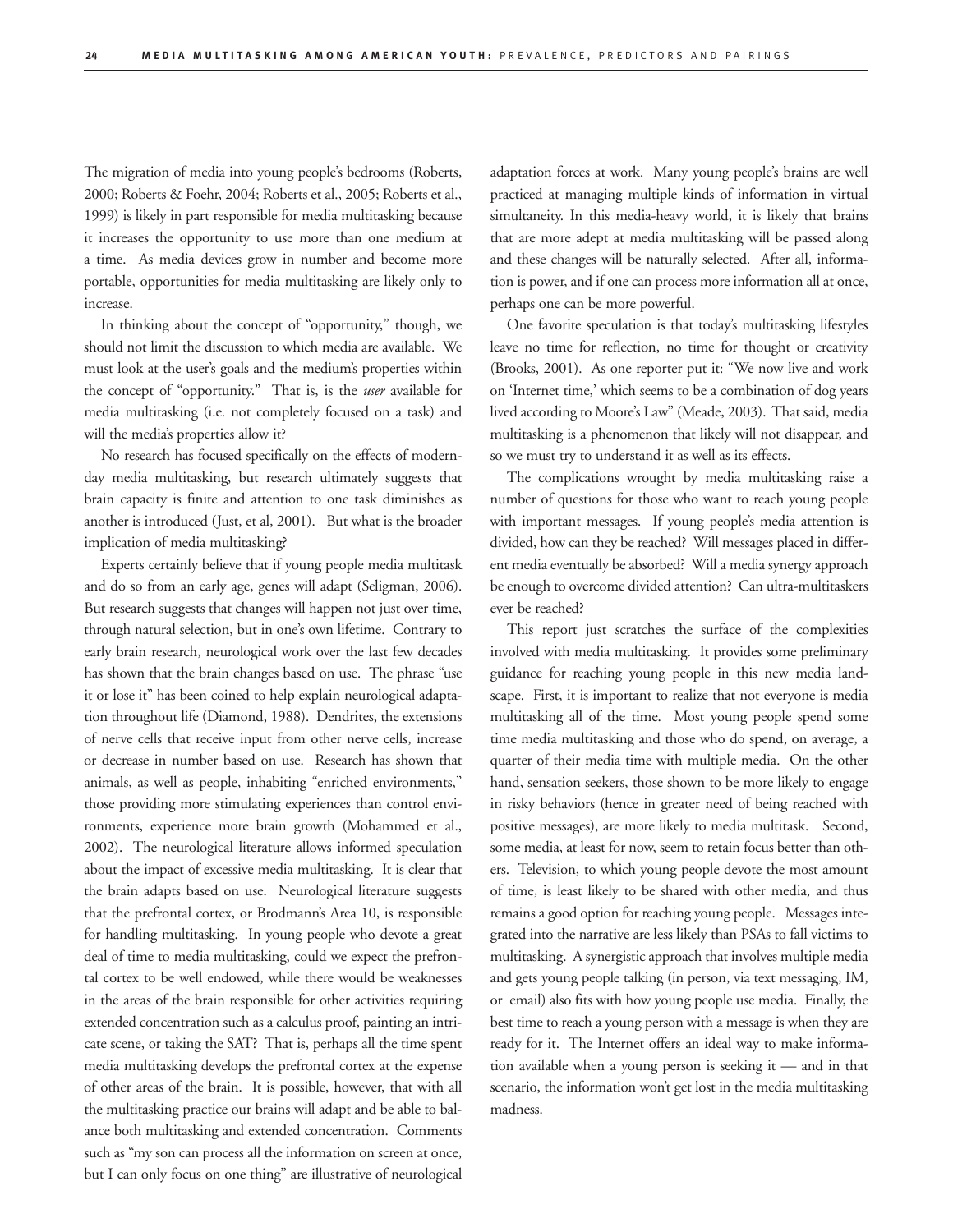The migration of media into young people's bedrooms (Roberts, 2000; Roberts & Foehr, 2004; Roberts et al., 2005; Roberts et al., 1999) is likely in part responsible for media multitasking because it increases the opportunity to use more than one medium at a time. As media devices grow in number and become more portable, opportunities for media multitasking are likely only to increase.

In thinking about the concept of "opportunity," though, we should not limit the discussion to which media are available. We must look at the user's goals and the medium's properties within the concept of "opportunity." That is, is the *user* available for media multitasking (i.e. not completely focused on a task) and will the media's properties allow it?

No research has focused specifically on the effects of modern-day media multitasking, but research ultimately suggests that brain capacity is finite and attention to one task diminishes as another is introduced (Just, et al, 2001). But what is the broader implication of media multitasking?

Experts certainly believe that if young people media multitask and do so from an early age, genes will adapt (Seligman, 2006). But research suggests that changes will happen not just over time, through natural selection, but in one's own lifetime. Contrary to early brain research, neurological work over the last few decades has shown that the brain changes based on use. The phrase "use it or lose it" has been coined to help explain neurological adaptation throughout life (Diamond, 1988). Dendrites, the extensions of nerve cells that receive input from other nerve cells, increase or decrease in number based on use. Research has shown that animals, as well as people, inhabiting "enriched environments," those providing more stimulating experiences than control environments, experience more brain growth (Mohammed et al., 2002). The neurological literature allows informed speculation about the impact of excessive media multitasking. It is clear that the brain adapts based on use. Neurological literature suggests that the prefrontal cortex, or Brodmann's Area 10, is responsible for handling multitasking. In young people who devote a great deal of time to media multitasking, could we expect the prefrontal cortex to be well endowed, while there would be weaknesses in the areas of the brain responsible for other activities requiring extended concentration such as a calculus proof, painting an intricate scene, or taking the SAT? That is, perhaps all the time spent media multitasking develops the prefrontal cortex at the expense of other areas of the brain. It is possible, however, that with all the multitasking practice our brains will adapt and be able to balance both multitasking and extended concentration. Comments such as "my son can process all the information on screen at once, but I can only focus on one thing" are illustrative of neurological adaptation forces at work. Many young people's brains are well practiced at managing multiple kinds of information in virtual simultaneity. In this media-heavy world, it is likely that brains that are more adept at media multitasking will be passed along and these changes will be naturally selected. After all, information is power, and if one can process more information all at once, perhaps one can be more powerful.

One favorite speculation is that today's multitasking lifestyles leave no time for reflection, no time for thought or creativity (Brooks, 2001). As one reporter put it: "We now live and work on 'Internet time,' which seems to be a combination of dog years lived according to Moore's Law" (Meade, 2003). That said, media multitasking is a phenomenon that likely will not disappear, and so we must try to understand it as well as its effects.

The complications wrought by media multitasking raise a number of questions for those who want to reach young people with important messages. If young people's media attention is divided, how can they be reached? Will messages placed in different media eventually be absorbed? Will a media synergy approach be enough to overcome divided attention? Can ultra-multitaskers ever be reached?

This report just scratches the surface of the complexities involved with media multitasking. It provides some preliminary guidance for reaching young people in this new media landscape. First, it is important to realize that not everyone is media multitasking all of the time. Most young people spend some time media multitasking and those who do spend, on average, a quarter of their media time with multiple media. On the other hand, sensation seekers, those shown to be more likely to engage in risky behaviors (hence in greater need of being reached with positive messages), are more likely to media multitask. Second, some media, at least for now, seem to retain focus better than others. Television, to which young people devote the most amount of time, is least likely to be shared with other media, and thus remains a good option for reaching young people. Messages integrated into the narrative are less likely than PSAs to fall victims to multitasking. A synergistic approach that involves multiple media and gets young people talking (in person, via text messaging, IM, or email) also fits with how young people use media. Finally, the best time to reach a young person with a message is when they are ready for it. The Internet offers an ideal way to make information available when a young person is seeking it — and in that scenario, the information won't get lost in the media multitasking madness.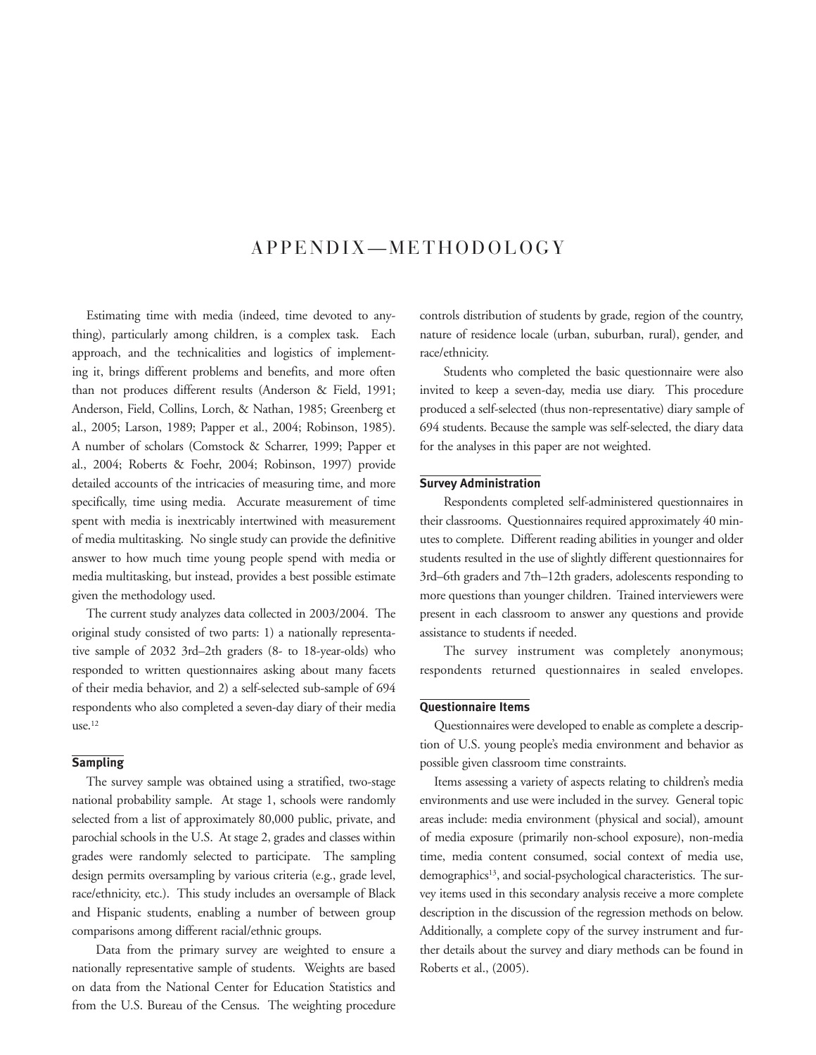# APPENDIX—METHODOLOGY

Estimating time with media (indeed, time devoted to anything), particularly among children, is a complex task. Each approach, and the technicalities and logistics of implementing it, brings different problems and benefits, and more often than not produces different results (Anderson & Field, 1991; Anderson, Field, Collins, Lorch, & Nathan, 1985; Greenberg et al., 2005; Larson, 1989; Papper et al., 2004; Robinson, 1985). A number of scholars (Comstock & Scharrer, 1999; Papper et al., 2004; Roberts & Foehr, 2004; Robinson, 1997) provide detailed accounts of the intricacies of measuring time, and more specifically, time using media. Accurate measurement of time spent with media is inextricably intertwined with measurement of media multitasking. No single study can provide the definitive answer to how much time young people spend with media or media multitasking, but instead, provides a best possible estimate given the methodology used.

The current study analyzes data collected in 2003/2004. The original study consisted of two parts: 1) a nationally representative sample of 2032 3rd–2th graders (8- to 18-year-olds) who responded to written questionnaires asking about many facets of their media behavior, and 2) a self-selected sub-sample of 694 respondents who also completed a seven-day diary of their media use.[12]

## Sampling

The survey sample was obtained using a stratified, two-stage national probability sample. At stage 1, schools were randomly selected from a list of approximately 80,000 public, private, and parochial schools in the U.S. At stage 2, grades and classes within grades were randomly selected to participate. The sampling design permits oversampling by various criteria (e.g., grade level, race/ethnicity, etc.). This study includes an oversample of Black and Hispanic students, enabling a number of between group comparisons among different racial/ethnic groups.

Data from the primary survey are weighted to ensure a nationally representative sample of students. Weights are based on data from the National Center for Education Statistics and from the U.S. Bureau of the Census. The weighting procedure controls distribution of students by grade, region of the country, nature of residence locale (urban, suburban, rural), gender, and race/ethnicity.

Students who completed the basic questionnaire were also invited to keep a seven-day, media use diary. This procedure produced a self-selected (thus non-representative) diary sample of 694 students. Because the sample was self-selected, the diary data for the analyses in this paper are not weighted.

## Survey Administration

Respondents completed self-administered questionnaires in their classrooms. Questionnaires required approximately 40 minutes to complete. Different reading abilities in younger and older students resulted in the use of slightly different questionnaires for 3rd–6th graders and 7th–12th graders, adolescents responding to more questions than younger children. Trained interviewers were present in each classroom to answer any questions and provide assistance to students if needed.

The survey instrument was completely anonymous; respondents returned questionnaires in sealed envelopes.

## Questionnaire Items

Questionnaires were developed to enable as complete a description of U.S. young people's media environment and behavior as possible given classroom time constraints.

Items assessing a variety of aspects relating to children's media environments and use were included in the survey. General topic areas include: media environment (physical and social), amount of media exposure (primarily non-school exposure), non-media time, media content consumed, social context of media use, demographics[13], and social-psychological characteristics. The survey items used in this secondary analysis receive a more complete description in the discussion of the regression methods on below. Additionally, a complete copy of the survey instrument and further details about the survey and diary methods can be found in Roberts et al., (2005).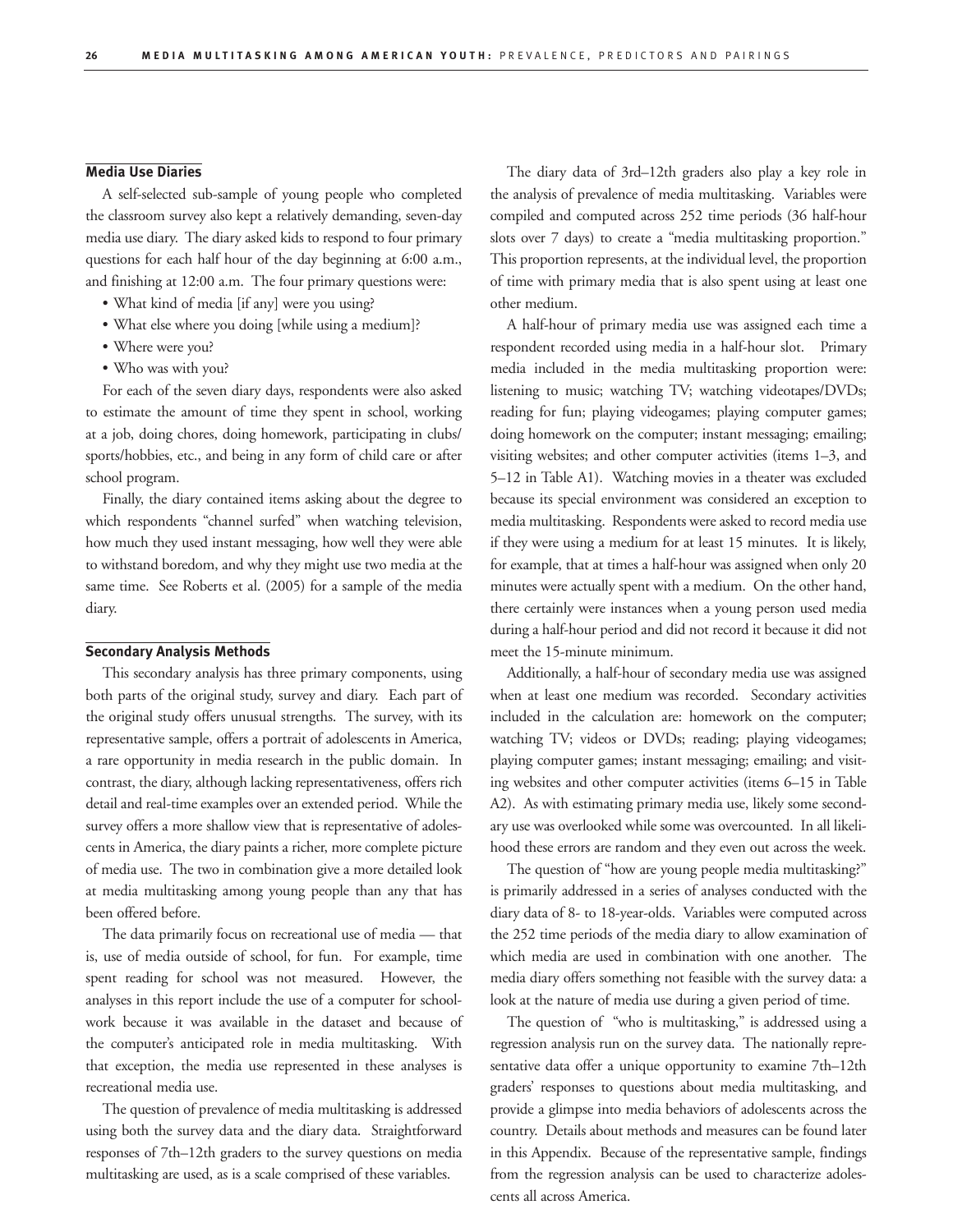### Media Use Diaries

A self-selected sub-sample of young people who completed the classroom survey also kept a relatively demanding, seven-day media use diary. The diary asked kids to respond to four primary questions for each half hour of the day beginning at 6:00 a.m., and finishing at 12:00 a.m. The four primary questions were:

- What kind of media [if any] were you using?
- What else where you doing [while using a medium]?
- Where were you?
- Who was with you?

For each of the seven diary days, respondents were also asked to estimate the amount of time they spent in school, working at a job, doing chores, doing homework, participating in clubs/ sports/hobbies, etc., and being in any form of child care or after school program.

Finally, the diary contained items asking about the degree to which respondents "channel surfed" when watching television, how much they used instant messaging, how well they were able to withstand boredom, and why they might use two media at the same time. See Roberts et al. (2005) for a sample of the media diary.

### Secondary Analysis Methods

This secondary analysis has three primary components, using both parts of the original study, survey and diary. Each part of the original study offers unusual strengths. The survey, with its representative sample, offers a portrait of adolescents in America, a rare opportunity in media research in the public domain. In contrast, the diary, although lacking representativeness, offers rich detail and real-time examples over an extended period. While the survey offers a more shallow view that is representative of adolescents in America, the diary paints a richer, more complete picture of media use. The two in combination give a more detailed look at media multitasking among young people than any that has been offered before.

The data primarily focus on recreational use of media — that is, use of media outside of school, for fun. For example, time spent reading for school was not measured. However, the analyses in this report include the use of a computer for schoolwork because it was available in the dataset and because of the computer's anticipated role in media multitasking. With that exception, the media use represented in these analyses is recreational media use.

The question of prevalence of media multitasking is addressed using both the survey data and the diary data. Straightforward responses of 7th–12th graders to the survey questions on media multitasking are used, as is a scale comprised of these variables.

The diary data of 3rd–12th graders also play a key role in the analysis of prevalence of media multitasking. Variables were compiled and computed across 252 time periods (36 half-hour slots over 7 days) to create a "media multitasking proportion." This proportion represents, at the individual level, the proportion of time with primary media that is also spent using at least one other medium.

A half-hour of primary media use was assigned each time a respondent recorded using media in a half-hour slot. Primary media included in the media multitasking proportion were: listening to music; watching TV; watching videotapes/DVDs; reading for fun; playing videogames; playing computer games; doing homework on the computer; instant messaging; emailing; visiting websites; and other computer activities (items 1–3, and 5–12 in Table A1). Watching movies in a theater was excluded because its special environment was considered an exception to media multitasking. Respondents were asked to record media use if they were using a medium for at least 15 minutes. It is likely, for example, that at times a half-hour was assigned when only 20 minutes were actually spent with a medium. On the other hand, there certainly were instances when a young person used media during a half-hour period and did not record it because it did not meet the 15-minute minimum.

Additionally, a half-hour of secondary media use was assigned when at least one medium was recorded. Secondary activities included in the calculation are: homework on the computer; watching TV; videos or DVDs; reading; playing videogames; playing computer games; instant messaging; emailing; and visiting websites and other computer activities (items 6–15 in Table A2). As with estimating primary media use, likely some secondary use was overlooked while some was overcounted. In all likelihood these errors are random and they even out across the week.

The question of "how are young people media multitasking?" is primarily addressed in a series of analyses conducted with the diary data of 8- to 18-year-olds. Variables were computed across the 252 time periods of the media diary to allow examination of which media are used in combination with one another. The media diary offers something not feasible with the survey data: a look at the nature of media use during a given period of time.

The question of "who is multitasking," is addressed using a regression analysis run on the survey data. The nationally representative data offer a unique opportunity to examine 7th–12th graders' responses to questions about media multitasking, and provide a glimpse into media behaviors of adolescents across the country. Details about methods and measures can be found later in this Appendix. Because of the representative sample, findings from the regression analysis can be used to characterize adolescents all across America.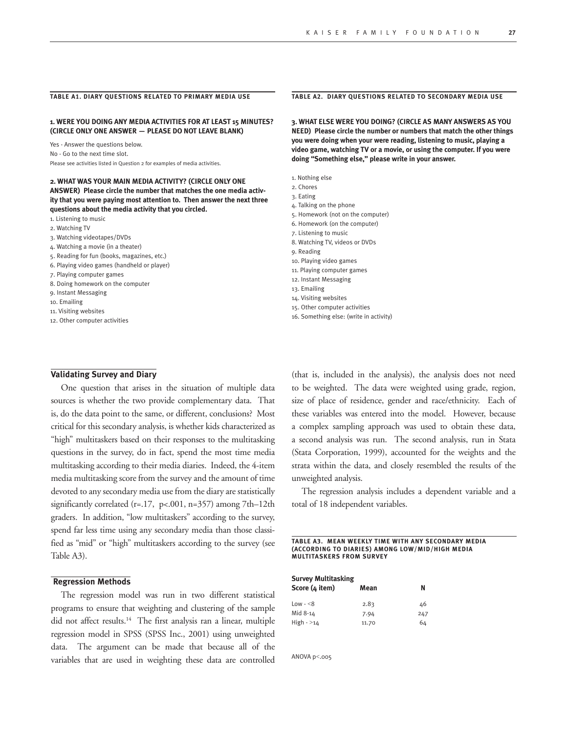### TABLE A1. DIARY QUESTIONS RELATED TO PRIMARY MEDIA USE

**1. WERE YOU DOING ANY MEDIA ACTIVITIES FOR AT LEAST 15 MINUTES? (CIRCLE ONLY ONE ANSWER — PLEASE DO NOT LEAVE BLANK)**

Yes - Answer the questions below.
No - Go to the next time slot.
Please see activities listed in Question 2 for examples of media activities.

**2. WHAT WAS YOUR MAIN MEDIA ACTIVITY? (CIRCLE ONLY ONE ANSWER) Please circle the number that matches the one media activity that you were paying most attention to. Then answer the next three questions about the media activity that you circled.**

1. Listening to music
2. Watching TV
3. Watching videotapes/DVDs
4. Watching a movie (in a theater)
5. Reading for fun (books, magazines, etc.)
6. Playing video games (handheld or player)
7. Playing computer games
8. Doing homework on the computer
9. Instant Messaging
10. Emailing
11. Visiting websites
12. Other computer activities

### TABLE A2. DIARY QUESTIONS RELATED TO SECONDARY MEDIA USE

**3. WHAT ELSE WERE YOU DOING? (CIRCLE AS MANY ANSWERS AS YOU NEED) Please circle the number or numbers that match the other things you were doing when your were reading, listening to music, playing a video game, watching TV or a movie, or using the computer. If you were doing "Something else," please write in your answer.**

1. Nothing else
2. Chores
3. Eating
4. Talking on the phone
5. Homework (not on the computer)
6. Homework (on the computer)
7. Listening to music
8. Watching TV, videos or DVDs
9. Reading
10. Playing video games
11. Playing computer games
12. Instant Messaging
13. Emailing
14. Visiting websites
15. Other computer activities
16. Something else: (write in activity)

## Validating Survey and Diary

One question that arises in the situation of multiple data sources is whether the two provide complementary data. That is, do the data point to the same, or different, conclusions? Most critical for this secondary analysis, is whether kids characterized as "high" multitaskers based on their responses to the multitasking questions in the survey, do in fact, spend the most time media multitasking according to their media diaries. Indeed, the 4-item media multitasking score from the survey and the amount of time devoted to any secondary media use from the diary are statistically significantly correlated ($r=.17$, $p<.001$, $n=357$) among 7th–12th graders. In addition, "low multitaskers" according to the survey, spend far less time using any secondary media than those classified as "mid" or "high" multitaskers according to the survey (see Table A3).

## Regression Methods

The regression model was run in two different statistical programs to ensure that weighting and clustering of the sample did not affect results.[14] The first analysis ran a linear, multiple regression model in SPSS (SPSS Inc., 2001) using unweighted data. The argument can be made that because all of the variables that are used in weighting these data are controlled (that is, included in the analysis), the analysis does not need to be weighted. The data were weighted using grade, region, size of place of residence, gender and race/ethnicity. Each of these variables was entered into the model. However, because a complex sampling approach was used to obtain these data, a second analysis was run. The second analysis, run in Stata (Stata Corporation, 1999), accounted for the weights and the strata within the data, and closely resembled the results of the unweighted analysis.

The regression analysis includes a dependent variable and a total of 18 independent variables.

### TABLE A3. MEAN WEEKLY TIME WITH ANY SECONDARY MEDIA (ACCORDING TO DIARIES) AMONG LOW/MID/HIGH MEDIA MULTITASKERS FROM SURVEY

| Survey Multitasking Score (4 item) | Mean | N |
|---|---|---|
| Low - <8 | 2.83 | 46 |
| Mid 8-14 | 7.94 | 247 |
| High - >14 | 11.70 | 64 |

ANOVA $p<.005$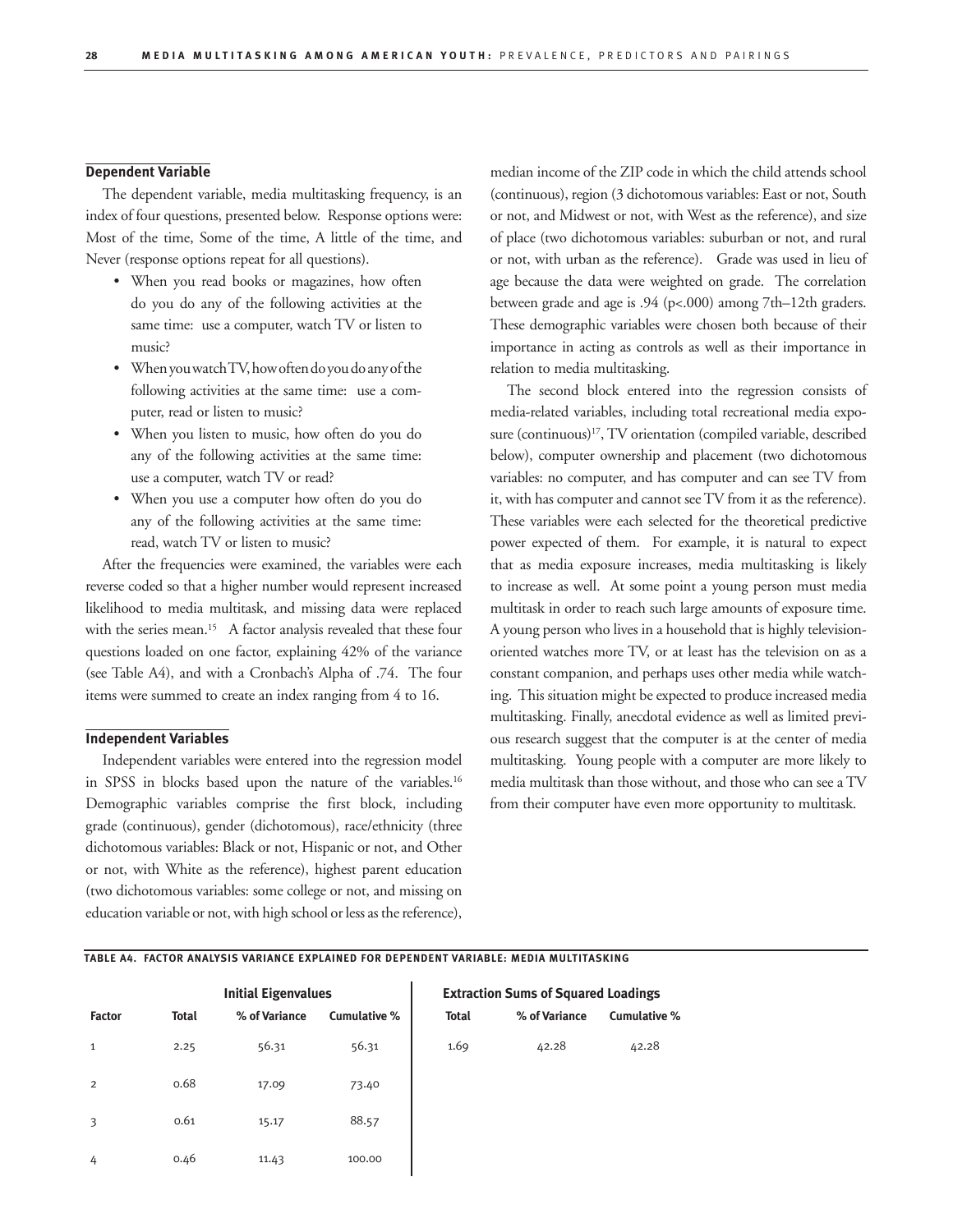### Dependent Variable

The dependent variable, media multitasking frequency, is an index of four questions, presented below. Response options were: Most of the time, Some of the time, A little of the time, and Never (response options repeat for all questions).

- When you read books or magazines, how often do you do any of the following activities at the same time: use a computer, watch TV or listen to music?
- When you watch TV, how often do you do any of the following activities at the same time: use a computer, read or listen to music?
- When you listen to music, how often do you do any of the following activities at the same time: use a computer, watch TV or read?
- When you use a computer how often do you do any of the following activities at the same time: read, watch TV or listen to music?

After the frequencies were examined, the variables were each reverse coded so that a higher number would represent increased likelihood to media multitask, and missing data were replaced with the series mean.[15] A factor analysis revealed that these four questions loaded on one factor, explaining 42% of the variance (see Table A4), and with a Cronbach's Alpha of .74. The four items were summed to create an index ranging from 4 to 16.

### Independent Variables

Independent variables were entered into the regression model in SPSS in blocks based upon the nature of the variables.[16] Demographic variables comprise the first block, including grade (continuous), gender (dichotomous), race/ethnicity (three dichotomous variables: Black or not, Hispanic or not, and Other or not, with White as the reference), highest parent education (two dichotomous variables: some college or not, and missing on education variable or not, with high school or less as the reference), median income of the ZIP code in which the child attends school (continuous), region (3 dichotomous variables: East or not, South or not, and Midwest or not, with West as the reference), and size of place (two dichotomous variables: suburban or not, and rural or not, with urban as the reference). Grade was used in lieu of age because the data were weighted on grade. The correlation between grade and age is .94 (p<.000) among 7th–12th graders. These demographic variables were chosen both because of their importance in acting as controls as well as their importance in relation to media multitasking.

The second block entered into the regression consists of media-related variables, including total recreational media exposure (continuous)[17], TV orientation (compiled variable, described below), computer ownership and placement (two dichotomous variables: no computer, and has computer and can see TV from it, with has computer and cannot see TV from it as the reference). These variables were each selected for the theoretical predictive power expected of them. For example, it is natural to expect that as media exposure increases, media multitasking is likely to increase as well. At some point a young person must media multitask in order to reach such large amounts of exposure time. A young person who lives in a household that is highly television-oriented watches more TV, or at least has the television on as a constant companion, and perhaps uses other media while watching. This situation might be expected to produce increased media multitasking. Finally, anecdotal evidence as well as limited previous research suggest that the computer is at the center of media multitasking. Young people with a computer are more likely to media multitask than those without, and those who can see a TV from their computer have even more opportunity to multitask.

**TABLE A4. FACTOR ANALYSIS VARIANCE EXPLAINED FOR DEPENDENT VARIABLE: MEDIA MULTITASKING**

| | Initial Eigenvalues | | | Extraction Sums of Squared Loadings | | |
|---|---|---|---|---|---|---|
| **Factor** | **Total** | **% of Variance** | **Cumulative %** | **Total** | **% of Variance** | **Cumulative %** |
| 1 | 2.25 | 56.31 | 56.31 | 1.69 | 42.28 | 42.28 |
| 2 | 0.68 | 17.09 | 73.40 | | | |
| 3 | 0.61 | 15.17 | 88.57 | | | |
| 4 | 0.46 | 11.43 | 100.00 | | | |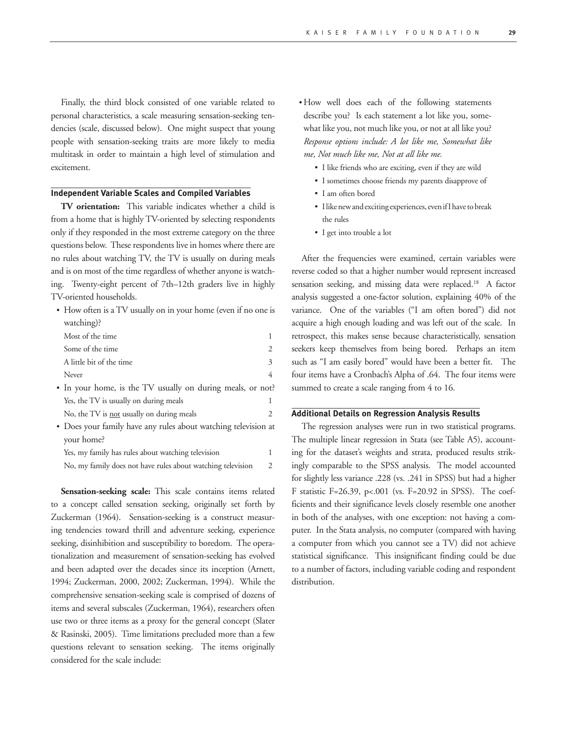Finally, the third block consisted of one variable related to personal characteristics, a scale measuring sensation-seeking tendencies (scale, discussed below). One might suspect that young people with sensation-seeking traits are more likely to media multitask in order to maintain a high level of stimulation and excitement.

### Independent Variable Scales and Compiled Variables

**TV orientation:** This variable indicates whether a child is from a home that is highly TV-oriented by selecting respondents only if they responded in the most extreme category on the three questions below. These respondents live in homes where there are no rules about watching TV, the TV is usually on during meals and is on most of the time regardless of whether anyone is watching. Twenty-eight percent of 7th–12th graders live in highly TV-oriented households.

- How often is a TV usually on in your home (even if no one is watching)?

| | |
|---|---|
| Most of the time | 1 |
| Some of the time | 2 |
| A little bit of the time | 3 |
| Never | 4 |

- In your home, is the TV usually on during meals, or not?

| | |
|---|---|
| Yes, the TV is usually on during meals | 1 |
| No, the TV is not usually on during meals | 2 |

- Does your family have any rules about watching television at your home?

| | |
|---|---|
| Yes, my family has rules about watching television | 1 |
| No, my family does not have rules about watching television | 2 |

**Sensation-seeking scale:** This scale contains items related to a concept called sensation seeking, originally set forth by Zuckerman (1964). Sensation-seeking is a construct measuring tendencies toward thrill and adventure seeking, experience seeking, disinhibition and susceptibility to boredom. The operationalization and measurement of sensation-seeking has evolved and been adapted over the decades since its inception (Arnett, 1994; Zuckerman, 2000, 2002; Zuckerman, 1994). While the comprehensive sensation-seeking scale is comprised of dozens of items and several subscales (Zuckerman, 1964), researchers often use two or three items as a proxy for the general concept (Slater & Rasinski, 2005). Time limitations precluded more than a few questions relevant to sensation seeking. The items originally considered for the scale include:

- How well does each of the following statements describe you? Is each statement a lot like you, somewhat like you, not much like you, or not at all like you? *Response options include: A lot like me, Somewhat like me, Not much like me, Not at all like me.*
  - I like friends who are exciting, even if they are wild
  - I sometimes choose friends my parents disapprove of
  - I am often bored
  - I like new and exciting experiences, even if I have to break the rules
  - I get into trouble a lot

After the frequencies were examined, certain variables were reverse coded so that a higher number would represent increased sensation seeking, and missing data were replaced.[18] A factor analysis suggested a one-factor solution, explaining 40% of the variance. One of the variables ("I am often bored") did not acquire a high enough loading and was left out of the scale. In retrospect, this makes sense because characteristically, sensation seekers keep themselves from being bored. Perhaps an item such as "I am easily bored" would have been a better fit. The four items have a Cronbach's Alpha of .64. The four items were summed to create a scale ranging from 4 to 16.

### Additional Details on Regression Analysis Results

The regression analyses were run in two statistical programs. The multiple linear regression in Stata (see Table A5), accounting for the dataset's weights and strata, produced results strikingly comparable to the SPSS analysis. The model accounted for slightly less variance .228 (vs. .241 in SPSS) but had a higher F statistic $F=26.39$, $p<.001$ (vs. $F=20.92$ in SPSS). The coefficients and their significance levels closely resemble one another in both of the analyses, with one exception: not having a computer. In the Stata analysis, no computer (compared with having a computer from which you cannot see a TV) did not achieve statistical significance. This insignificant finding could be due to a number of factors, including variable coding and respondent distribution.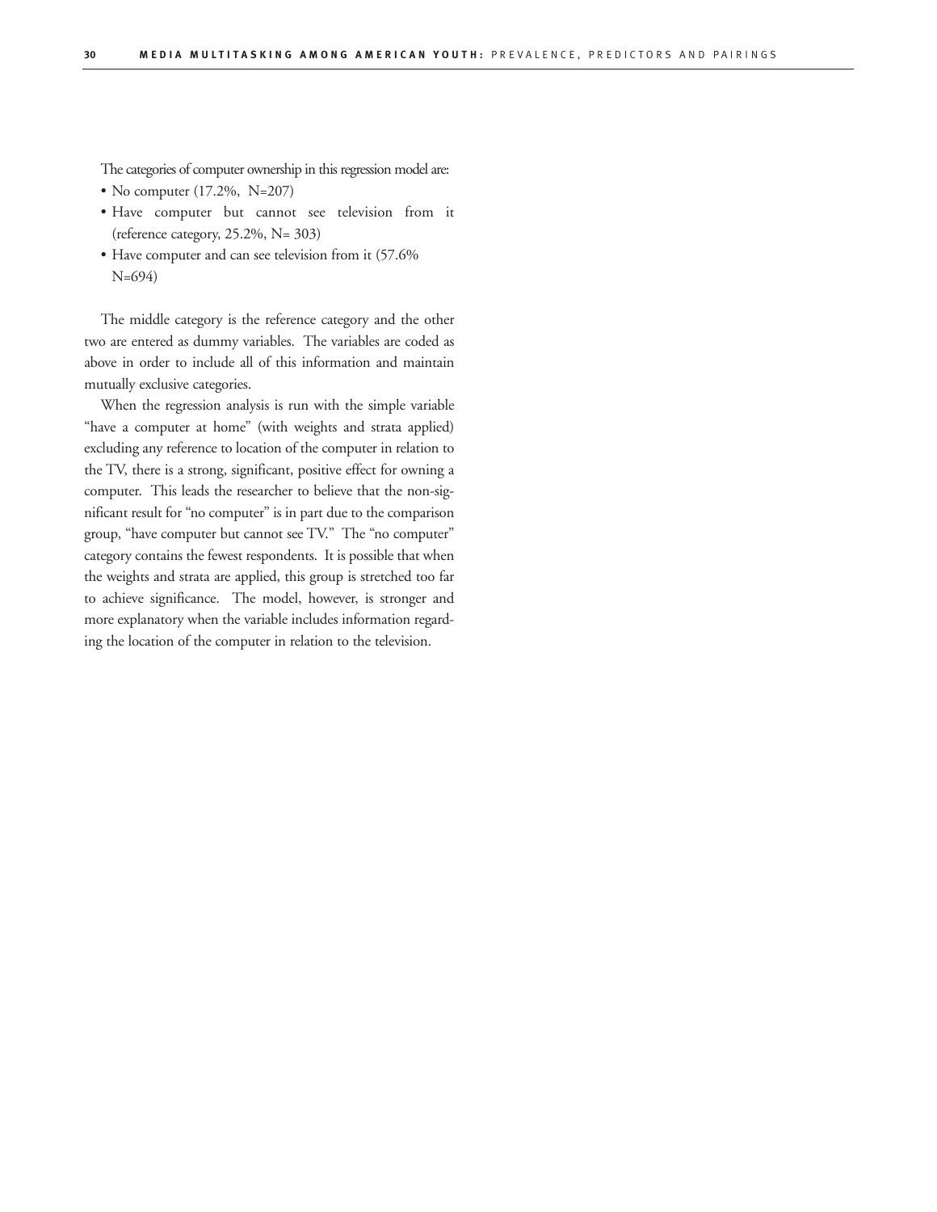The categories of computer ownership in this regression model are:

- No computer (17.2%, N=207)
- Have computer but cannot see television from it (reference category, 25.2%, N= 303)
- Have computer and can see television from it (57.6% N=694)

The middle category is the reference category and the other two are entered as dummy variables. The variables are coded as above in order to include all of this information and maintain mutually exclusive categories.

When the regression analysis is run with the simple variable "have a computer at home" (with weights and strata applied) excluding any reference to location of the computer in relation to the TV, there is a strong, significant, positive effect for owning a computer. This leads the researcher to believe that the non-significant result for "no computer" is in part due to the comparison group, "have computer but cannot see TV." The "no computer" category contains the fewest respondents. It is possible that when the weights and strata are applied, this group is stretched too far to achieve significance. The model, however, is stronger and more explanatory when the variable includes information regarding the location of the computer in relation to the television.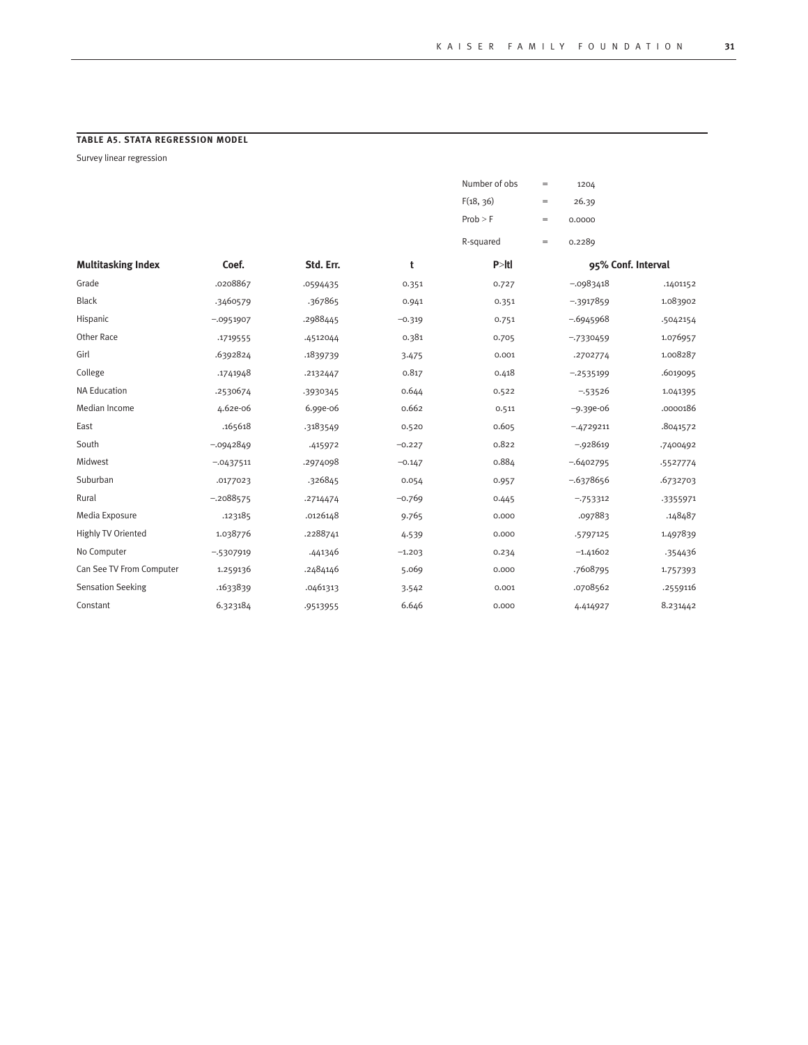**TABLE A5. STATA REGRESSION MODEL**

Survey linear regression

| | | |
|---|---|---|
| Number of obs | = | 1204 |
| F(18, 36) | = | 26.39 |
| Prob > F | = | 0.0000 |
| R-squared | = | 0.2289 |

| Multitasking Index | Coef. | Std. Err. | t | P>\|t\| | 95% Conf. Interval | |
|---|---|---|---|---|---|---|
| Grade | .0208867 | .0594435 | 0.351 | 0.727 | −.0983418 | .1401152 |
| Black | .3460579 | .367865 | 0.941 | 0.351 | −.3917859 | 1.083902 |
| Hispanic | −.0951907 | .2988445 | −0.319 | 0.751 | −.6945968 | .5042154 |
| Other Race | .1719555 | .4512044 | 0.381 | 0.705 | −.7330459 | 1.076957 |
| Girl | .6392824 | .1839739 | 3.475 | 0.001 | .2702774 | 1.008287 |
| College | .1741948 | .2132447 | 0.817 | 0.418 | −.2535199 | .6019095 |
| NA Education | .2530674 | .3930345 | 0.644 | 0.522 | −.53526 | 1.041395 |
| Median Income | 4.62e-06 | 6.99e-06 | 0.662 | 0.511 | −9.39e-06 | .0000186 |
| East | .165618 | .3183549 | 0.520 | 0.605 | −.4729211 | .8041572 |
| South | −.0942849 | .415972 | −0.227 | 0.822 | −.928619 | .7400492 |
| Midwest | −.0437511 | .2974098 | −0.147 | 0.884 | −.6402795 | .5527774 |
| Suburban | .0177023 | .326845 | 0.054 | 0.957 | −.6378656 | .6732703 |
| Rural | −.2088575 | .2714474 | −0.769 | 0.445 | −.753312 | .3355971 |
| Media Exposure | .123185 | .0126148 | 9.765 | 0.000 | .097883 | .148487 |
| Highly TV Oriented | 1.038776 | .2288741 | 4.539 | 0.000 | .5797125 | 1.497839 |
| No Computer | −.5307919 | .441346 | −1.203 | 0.234 | −1.41602 | .354436 |
| Can See TV From Computer | 1.259136 | .2484146 | 5.069 | 0.000 | .7608795 | 1.757393 |
| Sensation Seeking | .1633839 | .0461313 | 3.542 | 0.001 | .0708562 | .2559116 |
| Constant | 6.323184 | .9513955 | 6.646 | 0.000 | 4.414927 | 8.231442 |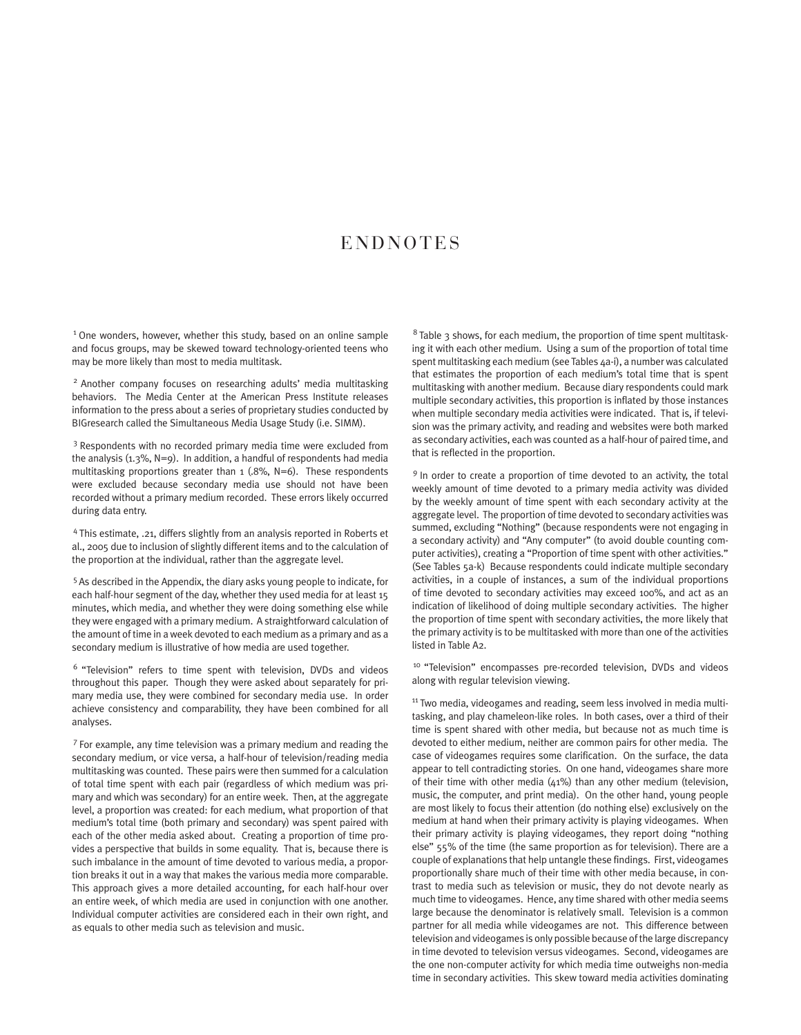# ENDNOTES

[1] One wonders, however, whether this study, based on an online sample and focus groups, may be skewed toward technology-oriented teens who may be more likely than most to media multitask.

[2] Another company focuses on researching adults' media multitasking behaviors. The Media Center at the American Press Institute releases information to the press about a series of proprietary studies conducted by BIGresearch called the Simultaneous Media Usage Study (i.e. SIMM).

[3] Respondents with no recorded primary media time were excluded from the analysis (1.3%, N=9). In addition, a handful of respondents had media multitasking proportions greater than 1 (.8%, N=6). These respondents were excluded because secondary media use should not have been recorded without a primary medium recorded. These errors likely occurred during data entry.

[4] This estimate, .21, differs slightly from an analysis reported in Roberts et al., 2005 due to inclusion of slightly different items and to the calculation of the proportion at the individual, rather than the aggregate level.

[5] As described in the Appendix, the diary asks young people to indicate, for each half-hour segment of the day, whether they used media for at least 15 minutes, which media, and whether they were doing something else while they were engaged with a primary medium. A straightforward calculation of the amount of time in a week devoted to each medium as a primary and as a secondary medium is illustrative of how media are used together.

[6] "Television" refers to time spent with television, DVDs and videos throughout this paper. Though they were asked about separately for primary media use, they were combined for secondary media use. In order achieve consistency and comparability, they have been combined for all analyses.

[7] For example, any time television was a primary medium and reading the secondary medium, or vice versa, a half-hour of television/reading media multitasking was counted. These pairs were then summed for a calculation of total time spent with each pair (regardless of which medium was primary and which was secondary) for an entire week. Then, at the aggregate level, a proportion was created: for each medium, what proportion of that medium's total time (both primary and secondary) was spent paired with each of the other media asked about. Creating a proportion of time provides a perspective that builds in some equality. That is, because there is such imbalance in the amount of time devoted to various media, a proportion breaks it out in a way that makes the various media more comparable. This approach gives a more detailed accounting, for each half-hour over an entire week, of which media are used in conjunction with one another. Individual computer activities are considered each in their own right, and as equals to other media such as television and music.

[8] Table 3 shows, for each medium, the proportion of time spent multitasking it with each other medium. Using a sum of the proportion of total time spent multitasking each medium (see Tables 4a-i), a number was calculated that estimates the proportion of each medium's total time that is spent multitasking with another medium. Because diary respondents could mark multiple secondary activities, this proportion is inflated by those instances when multiple secondary media activities were indicated. That is, if television was the primary activity, and reading and websites were both marked as secondary activities, each was counted as a half-hour of paired time, and that is reflected in the proportion.

[9] In order to create a proportion of time devoted to an activity, the total weekly amount of time devoted to a primary media activity was divided by the weekly amount of time spent with each secondary activity at the aggregate level. The proportion of time devoted to secondary activities was summed, excluding "Nothing" (because respondents were not engaging in a secondary activity) and "Any computer" (to avoid double counting computer activities), creating a "Proportion of time spent with other activities." (See Tables 5a-k) Because respondents could indicate multiple secondary activities, in a couple of instances, a sum of the individual proportions of time devoted to secondary activities may exceed 100%, and act as an indication of likelihood of doing multiple secondary activities. The higher the proportion of time spent with secondary activities, the more likely that the primary activity is to be multitasked with more than one of the activities listed in Table A2.

[10] "Television" encompasses pre-recorded television, DVDs and videos along with regular television viewing.

[11] Two media, videogames and reading, seem less involved in media multitasking, and play chameleon-like roles. In both cases, over a third of their time is spent shared with other media, but because not as much time is devoted to either medium, neither are common pairs for other media. The case of videogames requires some clarification. On the surface, the data appear to tell contradicting stories. On one hand, videogames share more of their time with other media (41%) than any other medium (television, music, the computer, and print media). On the other hand, young people are most likely to focus their attention (do nothing else) exclusively on the medium at hand when their primary activity is playing videogames. When their primary activity is playing videogames, they report doing "nothing else" 55% of the time (the same proportion as for television). There are a couple of explanations that help untangle these findings. First, videogames proportionally share much of their time with other media because, in contrast to media such as television or music, they do not devote nearly as much time to videogames. Hence, any time shared with other media seems large because the denominator is relatively small. Television is a common partner for all media while videogames are not. This difference between television and videogames is only possible because of the large discrepancy in time devoted to television versus videogames. Second, videogames are the one non-computer activity for which media time outweighs non-media time in secondary activities. This skew toward media activities dominating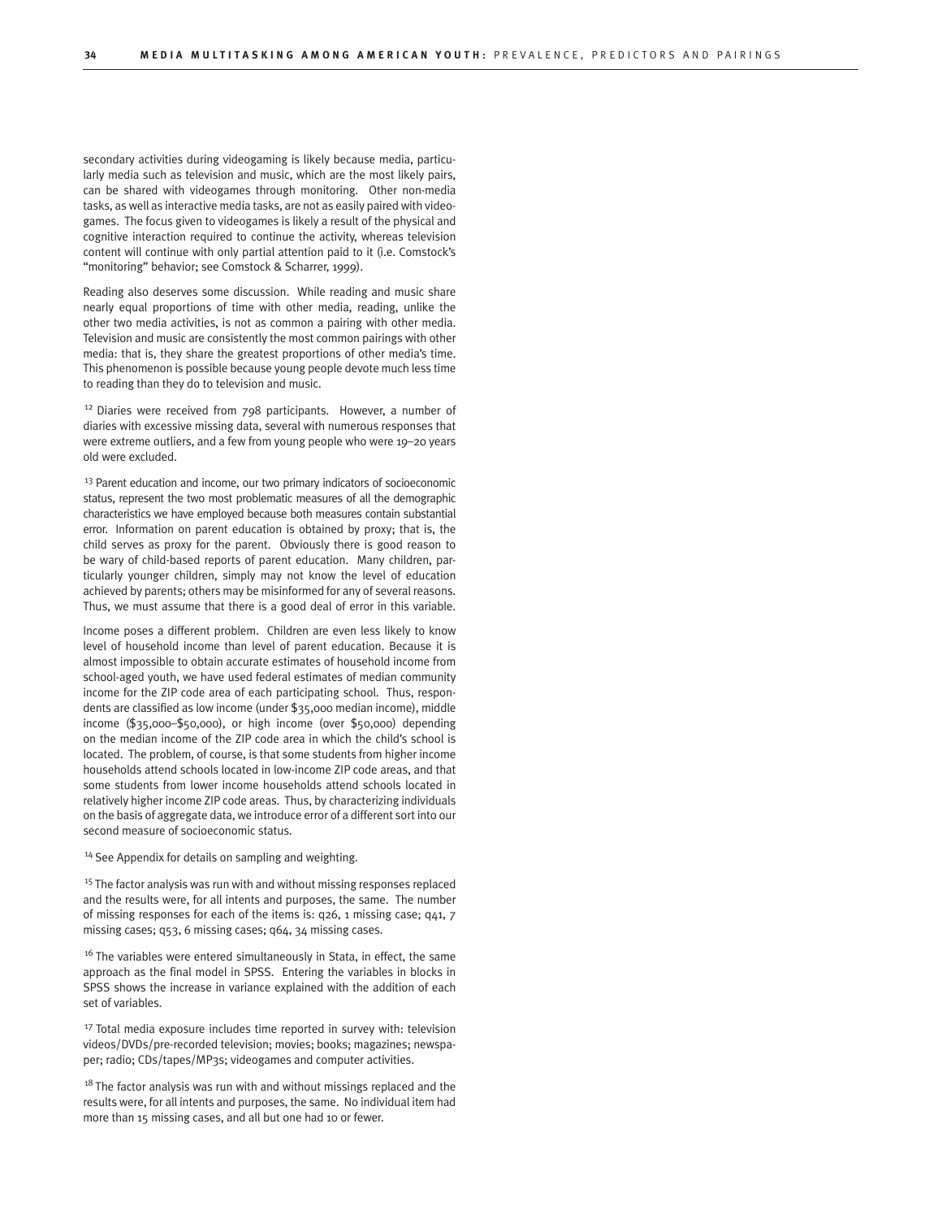secondary activities during videogaming is likely because media, particularly media such as television and music, which are the most likely pairs, can be shared with videogames through monitoring. Other non-media tasks, as well as interactive media tasks, are not as easily paired with videogames. The focus given to videogames is likely a result of the physical and cognitive interaction required to continue the activity, whereas television content will continue with only partial attention paid to it (i.e. Comstock's "monitoring" behavior; see Comstock & Scharrer, 1999).

Reading also deserves some discussion. While reading and music share nearly equal proportions of time with other media, reading, unlike the other two media activities, is not as common a pairing with other media. Television and music are consistently the most common pairings with other media: that is, they share the greatest proportions of other media's time. This phenomenon is possible because young people devote much less time to reading than they do to television and music.

[12] Diaries were received from 798 participants. However, a number of diaries with excessive missing data, several with numerous responses that were extreme outliers, and a few from young people who were 19–20 years old were excluded.

[13] Parent education and income, our two primary indicators of socioeconomic status, represent the two most problematic measures of all the demographic characteristics we have employed because both measures contain substantial error. Information on parent education is obtained by proxy; that is, the child serves as proxy for the parent. Obviously there is good reason to be wary of child-based reports of parent education. Many children, particularly younger children, simply may not know the level of education achieved by parents; others may be misinformed for any of several reasons. Thus, we must assume that there is a good deal of error in this variable.

Income poses a different problem. Children are even less likely to know level of household income than level of parent education. Because it is almost impossible to obtain accurate estimates of household income from school-aged youth, we have used federal estimates of median community income for the ZIP code area of each participating school. Thus, respondents are classified as low income (under $35,000 median income), middle income ($35,000–$50,000), or high income (over $50,000) depending on the median income of the ZIP code area in which the child's school is located. The problem, of course, is that some students from higher income households attend schools located in low-income ZIP code areas, and that some students from lower income households attend schools located in relatively higher income ZIP code areas. Thus, by characterizing individuals on the basis of aggregate data, we introduce error of a different sort into our second measure of socioeconomic status.

[14] See Appendix for details on sampling and weighting.

[15] The factor analysis was run with and without missing responses replaced and the results were, for all intents and purposes, the same. The number of missing responses for each of the items is: q26, 1 missing case; q41, 7 missing cases; q53, 6 missing cases; q64, 34 missing cases.

[16] The variables were entered simultaneously in Stata, in effect, the same approach as the final model in SPSS. Entering the variables in blocks in SPSS shows the increase in variance explained with the addition of each set of variables.

[17] Total media exposure includes time reported in survey with: television videos/DVDs/pre-recorded television; movies; books; magazines; newspaper; radio; CDs/tapes/MP3s; videogames and computer activities.

[18] The factor analysis was run with and without missings replaced and the results were, for all intents and purposes, the same. No individual item had more than 15 missing cases, and all but one had 10 or fewer.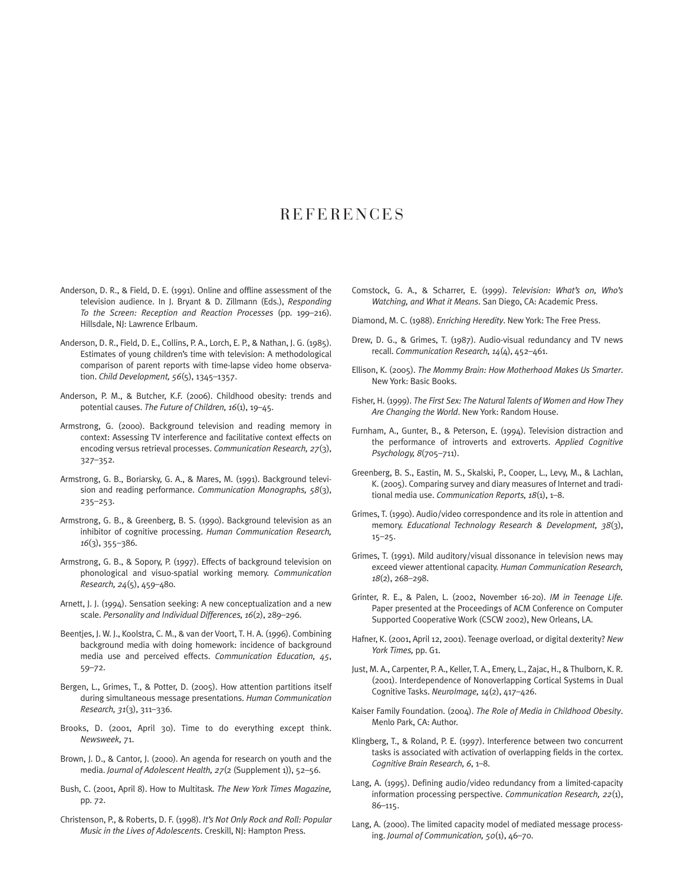# REFERENCES

Anderson, D. R., & Field, D. E. (1991). Online and offline assessment of the television audience. In J. Bryant & D. Zillmann (Eds.), *Responding To the Screen: Reception and Reaction Processes* (pp. 199–216). Hillsdale, NJ: Lawrence Erlbaum.

Anderson, D. R., Field, D. E., Collins, P. A., Lorch, E. P., & Nathan, J. G. (1985). Estimates of young children's time with television: A methodological comparison of parent reports with time-lapse video home observation. *Child Development, 56*(5), 1345–1357.

Anderson, P. M., & Butcher, K.F. (2006). Childhood obesity: trends and potential causes. *The Future of Children, 16*(1), 19–45.

Armstrong, G. (2000). Background television and reading memory in context: Assessing TV interference and facilitative context effects on encoding versus retrieval processes. *Communication Research, 27*(3), 327–352.

Armstrong, G. B., Boriarsky, G. A., & Mares, M. (1991). Background television and reading performance. *Communication Monographs, 58*(3), 235–253.

Armstrong, G. B., & Greenberg, B. S. (1990). Background television as an inhibitor of cognitive processing. *Human Communication Research, 16*(3), 355–386.

Armstrong, G. B., & Sopory, P. (1997). Effects of background television on phonological and visuo-spatial working memory. *Communication Research, 24*(5), 459–480.

Arnett, J. J. (1994). Sensation seeking: A new conceptualization and a new scale. *Personality and Individual Differences, 16*(2), 289–296.

Beentjes, J. W. J., Koolstra, C. M., & van der Voort, T. H. A. (1996). Combining background media with doing homework: incidence of background media use and perceived effects. *Communication Education, 45*, 59–72.

Bergen, L., Grimes, T., & Potter, D. (2005). How attention partitions itself during simultaneous message presentations. *Human Communication Research, 31*(3), 311–336.

Brooks, D. (2001, April 30). Time to do everything except think. *Newsweek, 71*.

Brown, J. D., & Cantor, J. (2000). An agenda for research on youth and the media. *Journal of Adolescent Health, 27*(2 (Supplement 1)), 52–56.

Bush, C. (2001, April 8). How to Multitask. *The New York Times Magazine,* pp. 72.

Christenson, P., & Roberts, D. F. (1998). *It's Not Only Rock and Roll: Popular Music in the Lives of Adolescents.* Creskill, NJ: Hampton Press.

Comstock, G. A., & Scharrer, E. (1999). *Television: What's on, Who's Watching, and What it Means*. San Diego, CA: Academic Press.

Diamond, M. C. (1988). *Enriching Heredity*. New York: The Free Press.

Drew, D. G., & Grimes, T. (1987). Audio-visual redundancy and TV news recall. *Communication Research, 14*(4), 452–461.

Ellison, K. (2005). *The Mommy Brain: How Motherhood Makes Us Smarter*. New York: Basic Books.

Fisher, H. (1999). *The First Sex: The Natural Talents of Women and How They Are Changing the World*. New York: Random House.

Furnham, A., Gunter, B., & Peterson, E. (1994). Television distraction and the performance of introverts and extroverts. *Applied Cognitive Psychology, 8*(705–711).

Greenberg, B. S., Eastin, M. S., Skalski, P., Cooper, L., Levy, M., & Lachlan, K. (2005). Comparing survey and diary measures of Internet and traditional media use. *Communication Reports, 18*(1), 1–8.

Grimes, T. (1990). Audio/video correspondence and its role in attention and memory. *Educational Technology Research & Development, 38*(3), 15–25.

Grimes, T. (1991). Mild auditory/visual dissonance in television news may exceed viewer attentional capacity. *Human Communication Research, 18*(2), 268–298.

Grinter, R. E., & Palen, L. (2002, November 16-20). *IM in Teenage Life.* Paper presented at the Proceedings of ACM Conference on Computer Supported Cooperative Work (CSCW 2002), New Orleans, LA.

Hafner, K. (2001, April 12, 2001). Teenage overload, or digital dexterity? *New York Times,* pp. G1.

Just, M. A., Carpenter, P. A., Keller, T. A., Emery, L., Zajac, H., & Thulborn, K. R. (2001). Interdependence of Nonoverlapping Cortical Systems in Dual Cognitive Tasks. *NeuroImage, 14*(2), 417–426.

Kaiser Family Foundation. (2004). *The Role of Media in Childhood Obesity*. Menlo Park, CA: Author.

Klingberg, T., & Roland, P. E. (1997). Interference between two concurrent tasks is associated with activation of overlapping fields in the cortex. *Cognitive Brain Research, 6*, 1–8.

Lang, A. (1995). Defining audio/video redundancy from a limited-capacity information processing perspective. *Communication Research, 22*(1), 86–115.

Lang, A. (2000). The limited capacity model of mediated message processing. *Journal of Communication, 50*(1), 46–70.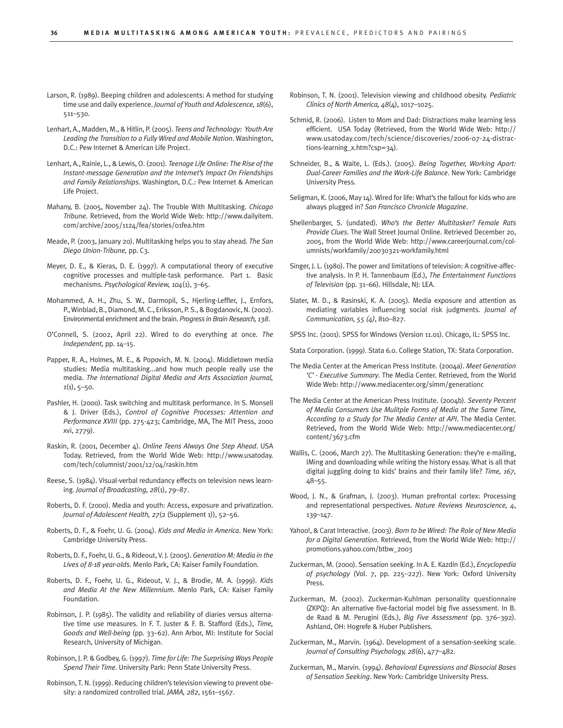Larson, R. (1989). Beeping children and adolescents: A method for studying time use and daily experience. *Journal of Youth and Adolescence, 18*(6), 511–530.

Lenhart, A., Madden, M., & Hitlin, P. (2005). *Teens and Technology: Youth Are Leading the Transition to a Fully Wired and Mobile Nation*. Washington, D.C.: Pew Internet & American Life Project.

Lenhart, A., Rainie, L., & Lewis, O. (2001). *Teenage Life Online: The Rise of the Instant-message Generation and the Internet's Impact On Friendships and Family Relationships*. Washington, D.C.: Pew Internet & American Life Project.

Mahany, B. (2005, November 24). The Trouble With Multitasking. *Chicago Tribune*. Retrieved, from the World Wide Web: http://www.dailyitem.com/archive/2005/1124/fea/stories/01fea.htm

Meade, P. (2003, January 20). Multitasking helps you to stay ahead. *The San Diego Union-Tribune,* pp. C3.

Meyer, D. E., & Kieras, D. E. (1997). A computational theory of executive cognitive processes and multiple-task performance. Part 1. Basic mechanisms. *Psychological Review, 104*(1), 3–65.

Mohammed, A. H., Zhu, S. W., Darmopil, S., Hjerling-Leffler, J., Ernfors, P., Winblad, B., Diamond, M. C., Eriksson, P. S., & Bogdanovic, N. (2002). Environmental enrichment and the brain. *Progress in Brain Research, 138*.

O'Connell, S. (2002, April 22). Wired to do everything at once. *The Independent,* pp. 14–15.

Papper, R. A., Holmes, M. E., & Popovich, M. N. (2004). Middletown media studies: Media multitasking...and how much people really use the media. *The International Digital Media and Arts Association Journal, 1*(1), 5–50.

Pashler, H. (2000). Task switching and multitask performance. In S. Monsell & J. Driver (Eds.), *Control of Cognitive Processes: Attention and Performance XVIII* (pp. 275-423; Cambridge, MA, The MIT Press, 2000 xvi, 2779).

Raskin, R. (2001, December 4). *Online Teens Always One Step Ahead*. USA Today. Retrieved, from the World Wide Web: http://www.usatoday.com/tech/columnist/2001/12/04/raskin.htm

Reese, S. (1984). Visual-verbal redundancy effects on television news learning. *Journal of Broadcasting, 28*(1), 79–87.

Roberts, D. F. (2000). Media and youth: Access, exposure and privatization. *Journal of Adolescent Health, 27*(2 (Supplement 1)), 52–56.

Roberts, D. F., & Foehr, U. G. (2004). *Kids and Media in America*. New York: Cambridge University Press.

Roberts, D. F., Foehr, U. G., & Rideout, V. J. (2005). *Generation M: Media in the Lives of 8-18 year-olds*. Menlo Park, CA: Kaiser Family Foundation.

Roberts, D. F., Foehr, U. G., Rideout, V. J., & Brodie, M. A. (1999). *Kids and Media At the New Millennium*. Menlo Park, CA: Kaiser Family Foundation.

Robinson, J. P. (1985). The validity and reliability of diaries versus alternative time use measures. In F. T. Juster & F. B. Stafford (Eds.), *Time, Goods and Well-being* (pp. 33–62). Ann Arbor, MI: Institute for Social Research, University of Michigan.

Robinson, J. P. & Godbey, G. (1997). *Time for Life: The Surprising Ways People Spend Their Time*. University Park: Penn State University Press.

Robinson, T. N. (1999). Reducing children's television viewing to prevent obesity: a randomized controlled trial. *JAMA, 282*, 1561–1567.

Robinson, T. N. (2001). Television viewing and childhood obesity. *Pediatric Clinics of North America, 48*(4), 1017–1025.

Schmid, R. (2006). Listen to Mom and Dad: Distractions make learning less efficient. USA Today (Retrieved, from the World Wide Web: http://www.usatoday.com/tech/science/discoveries/2006-07-24-distractions-learning_x.htm?csp=34).

Schneider, B., & Waite, L. (Eds.). (2005). *Being Together, Working Apart: Dual-Career Families and the Work-Life Balance*. New York: Cambridge University Press.

Seligman, K. (2006, May 14). Wired for life: What's the fallout for kids who are always plugged in? *San Francisco Chronicle Magazine*.

Shellenbarger, S. (undated). *Who's the Better Multitasker? Female Rats Provide Clues*. The Wall Street Journal Online. Retrieved December 20, 2005, from the World Wide Web: http://www.careerjournal.com/columnists/workfamily/20030321-workfamily.html

Singer, J. L. (1980). The power and limitations of television: A cognitive-affective analysis. In P. H. Tannenbaum (Ed.), *The Entertainment Functions of Television* (pp. 31–66). Hillsdale, NJ: LEA.

Slater, M. D., & Rasinski, K. A. (2005). Media exposure and attention as mediating variables influencing social risk judgments. *Journal of Communication, 55 (4)*, 810–827.

SPSS Inc. (2001). SPSS for Windows (Version 11.01). Chicago, IL: SPSS Inc.

Stata Corporation. (1999). Stata 6.0. College Station, TX: Stata Corporation.

The Media Center at the American Press Institute. (2004a). *Meet Generation 'C' - Executive Summary*. The Media Center. Retrieved, from the World Wide Web: http://www.mediacenter.org/simm/generationc

The Media Center at the American Press Institute. (2004b). *Seventy Percent of Media Consumers Use Mulitple Forms of Media at the Same Time, According to a Study for The Media Center at API*. The Media Center. Retrieved, from the World Wide Web: http://www.mediacenter.org/content/3673.cfm

Wallis, C. (2006, March 27). The Multitasking Generation: they're e-mailing, IMing and downloading while writing the history essay. What is all that digital juggling doing to kids' brains and their family life? *Time, 167,* 48–55.

Wood, J. N., & Grafman, J. (2003). Human prefrontal cortex: Processing and representational perspectives. *Nature Reviews Neuroscience, 4*, 139–147.

Yahoo!, & Carat Interactive. (2003). *Born to be Wired: The Role of New Media for a Digital Generation*. Retrieved, from the World Wide Web: http://promotions.yahoo.com/btbw_2003

Zuckerman, M. (2000). Sensation seeking. In A. E. Kazdin (Ed.), *Encyclopedia of psychology* (Vol. 7, pp. 225–227). New York: Oxford University Press.

Zuckerman, M. (2002). Zuckerman-Kuhlman personality questionnaire (ZKPQ): An alternative five-factorial model big five assessment. In B. de Raad & M. Perugini (Eds.), *Big Five Assessment* (pp. 376–392). Ashland, OH: Hogrefe & Huber Publishers.

Zuckerman, M., Marvin. (1964). Development of a sensation-seeking scale. *Journal of Consulting Psychology, 28*(6), 477–482.

Zuckerman, M., Marvin. (1994). *Behavioral Expressions and Biosocial Bases of Sensation Seeking*. New York: Cambridge University Press.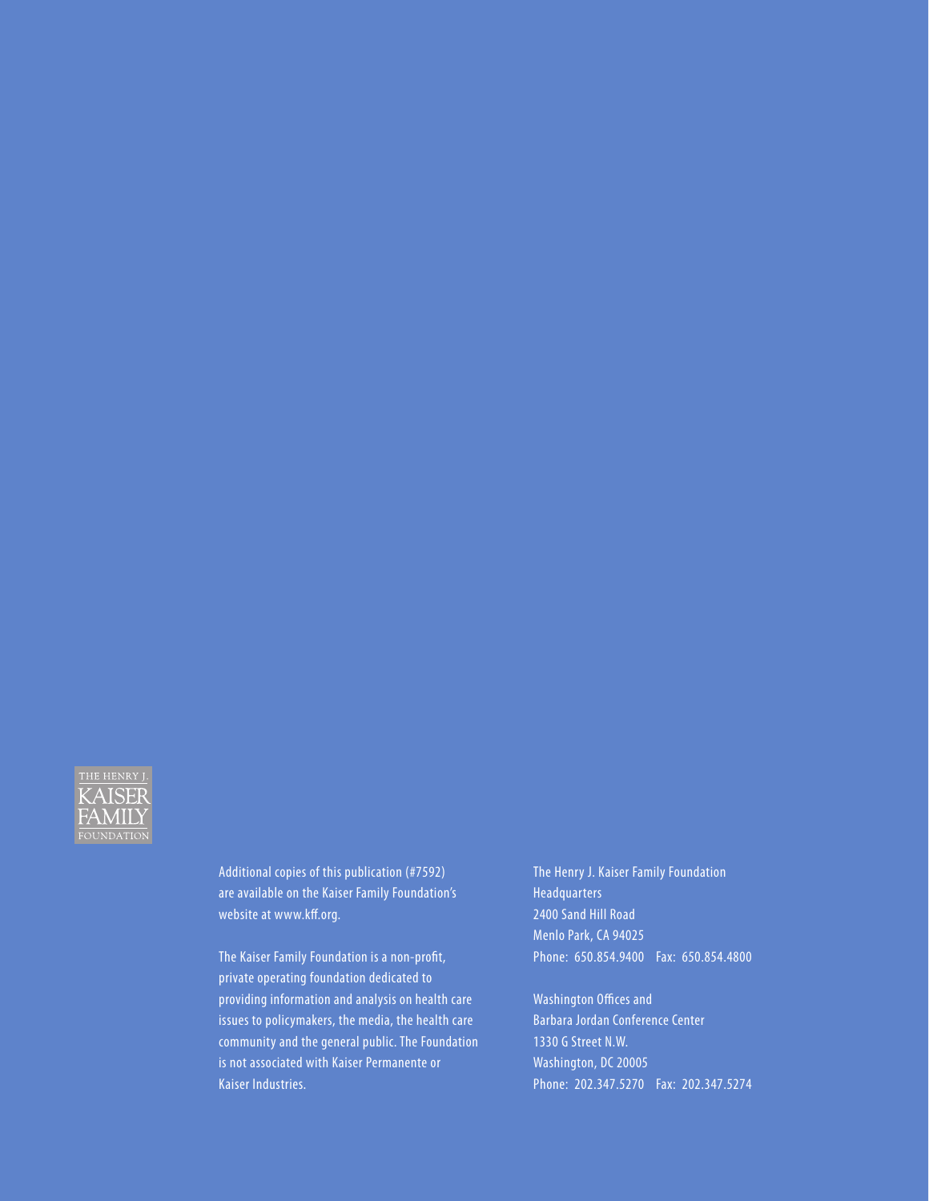THE HENRY J.
KAISER
FAMILY
FOUNDATION

Additional copies of this publication (#7592) are available on the Kaiser Family Foundation's website at www.kff.org.

The Kaiser Family Foundation is a non-profit, private operating foundation dedicated to providing information and analysis on health care issues to policymakers, the media, the health care community and the general public. The Foundation is not associated with Kaiser Permanente or Kaiser Industries.

The Henry J. Kaiser Family Foundation
Headquarters
2400 Sand Hill Road
Menlo Park, CA 94025
Phone: 650.854.9400 Fax: 650.854.4800

Washington Offices and
Barbara Jordan Conference Center
1330 G Street N.W.
Washington, DC 20005
Phone: 202.347.5270 Fax: 202.347.5274